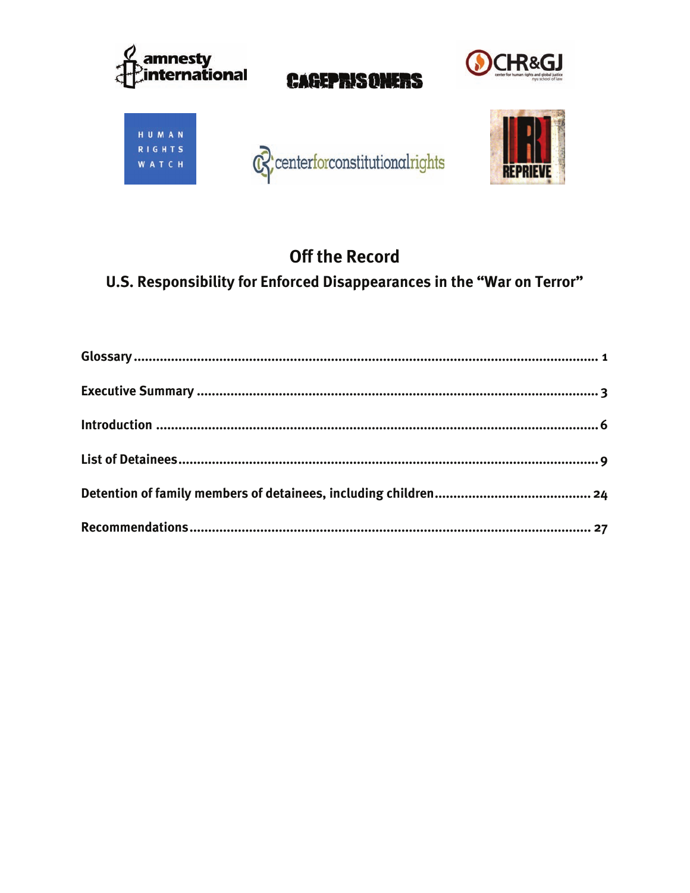# Off the Record

## U.S. Responsibility for Enforced Disappearances in the "War on Terror"

**Glossary** ........................................................................ 1

**Executive Summary** ........................................................................ 3

**Introduction** ........................................................................ 6

**List of Detainees** ........................................................................ 9

**Detention of family members of detainees, including children** .................... 24

**Recommendations** ........................................................................ 27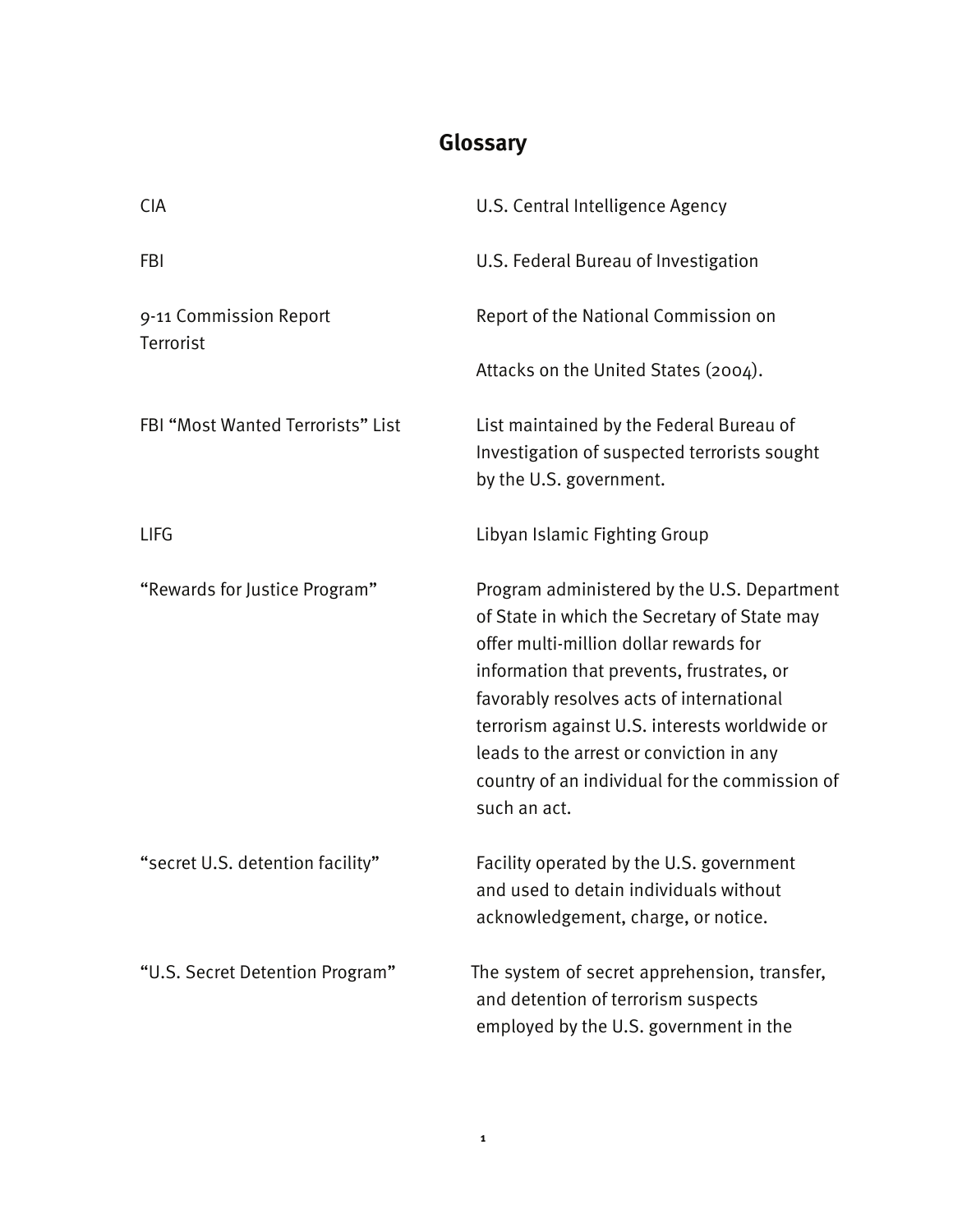# Glossary

| | |
|---|---|
| CIA | U.S. Central Intelligence Agency |
| FBI | U.S. Federal Bureau of Investigation |
| 9-11 Commission Report Terrorist | Report of the National Commission on Attacks on the United States (2004). |
| FBI "Most Wanted Terrorists" List | List maintained by the Federal Bureau of Investigation of suspected terrorists sought by the U.S. government. |
| LIFG | Libyan Islamic Fighting Group |
| "Rewards for Justice Program" | Program administered by the U.S. Department of State in which the Secretary of State may offer multi-million dollar rewards for information that prevents, frustrates, or favorably resolves acts of international terrorism against U.S. interests worldwide or leads to the arrest or conviction in any country of an individual for the commission of such an act. |
| "secret U.S. detention facility" | Facility operated by the U.S. government and used to detain individuals without acknowledgement, charge, or notice. |
| "U.S. Secret Detention Program" | The system of secret apprehension, transfer, and detention of terrorism suspects employed by the U.S. government in the |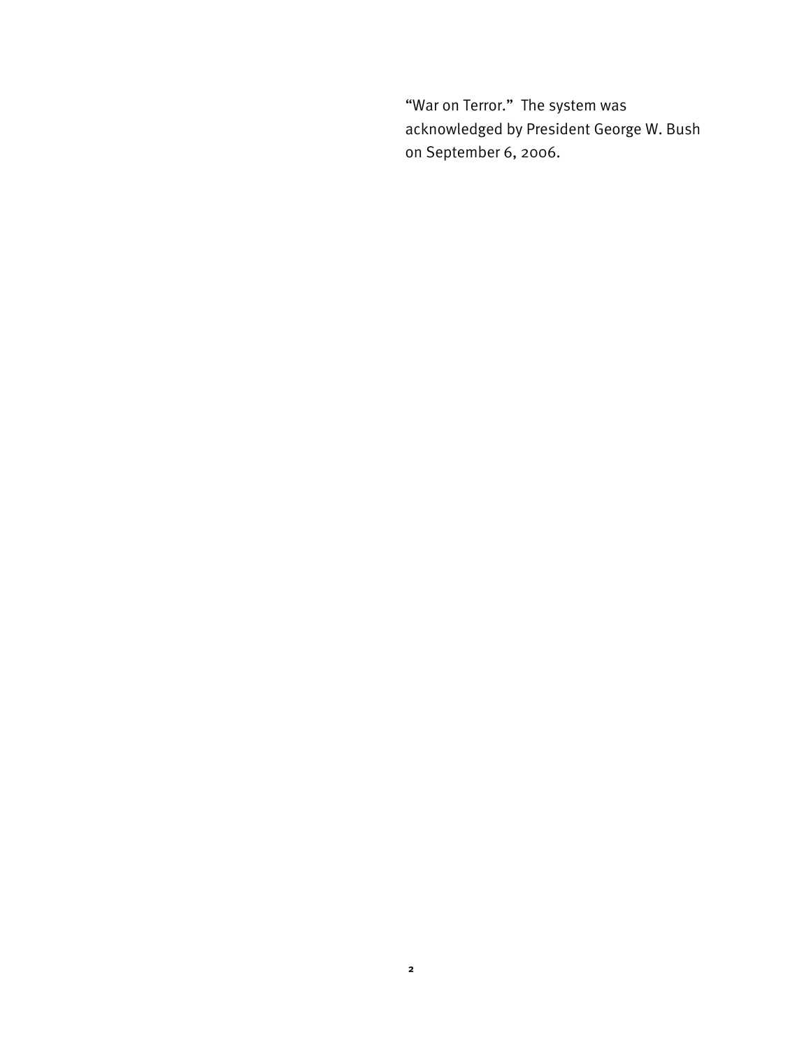"War on Terror." The system was acknowledged by President George W. Bush on September 6, 2006.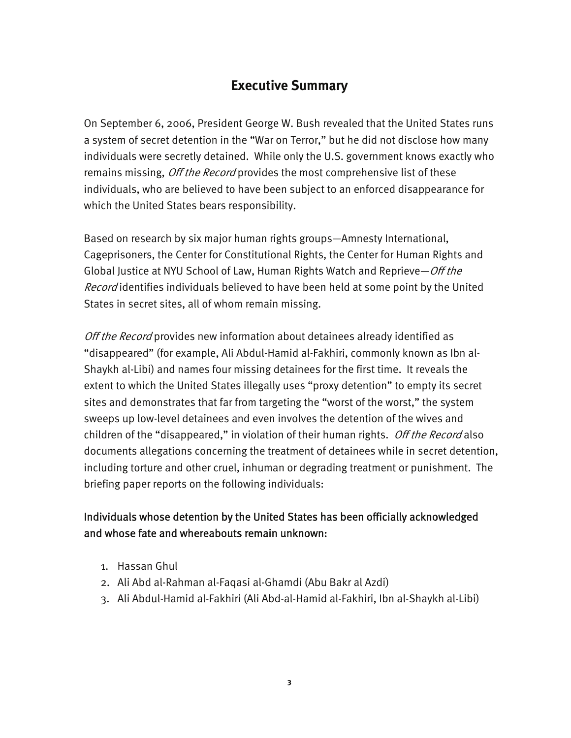## Executive Summary

On September 6, 2006, President George W. Bush revealed that the United States runs a system of secret detention in the "War on Terror," but he did not disclose how many individuals were secretly detained. While only the U.S. government knows exactly who remains missing, *Off the Record* provides the most comprehensive list of these individuals, who are believed to have been subject to an enforced disappearance for which the United States bears responsibility.

Based on research by six major human rights groups—Amnesty International, Cageprisoners, the Center for Constitutional Rights, the Center for Human Rights and Global Justice at NYU School of Law, Human Rights Watch and Reprieve—*Off the Record* identifies individuals believed to have been held at some point by the United States in secret sites, all of whom remain missing.

*Off the Record* provides new information about detainees already identified as "disappeared" (for example, Ali Abdul-Hamid al-Fakhiri, commonly known as Ibn al-Shaykh al-Libi) and names four missing detainees for the first time. It reveals the extent to which the United States illegally uses "proxy detention" to empty its secret sites and demonstrates that far from targeting the "worst of the worst," the system sweeps up low-level detainees and even involves the detention of the wives and children of the "disappeared," in violation of their human rights. *Off the Record* also documents allegations concerning the treatment of detainees while in secret detention, including torture and other cruel, inhuman or degrading treatment or punishment. The briefing paper reports on the following individuals:

### Individuals whose detention by the United States has been officially acknowledged and whose fate and whereabouts remain unknown:

1. Hassan Ghul
2. Ali Abd al-Rahman al-Faqasi al-Ghamdi (Abu Bakr al Azdi)
3. Ali Abdul-Hamid al-Fakhiri (Ali Abd-al-Hamid al-Fakhiri, Ibn al-Shaykh al-Libi)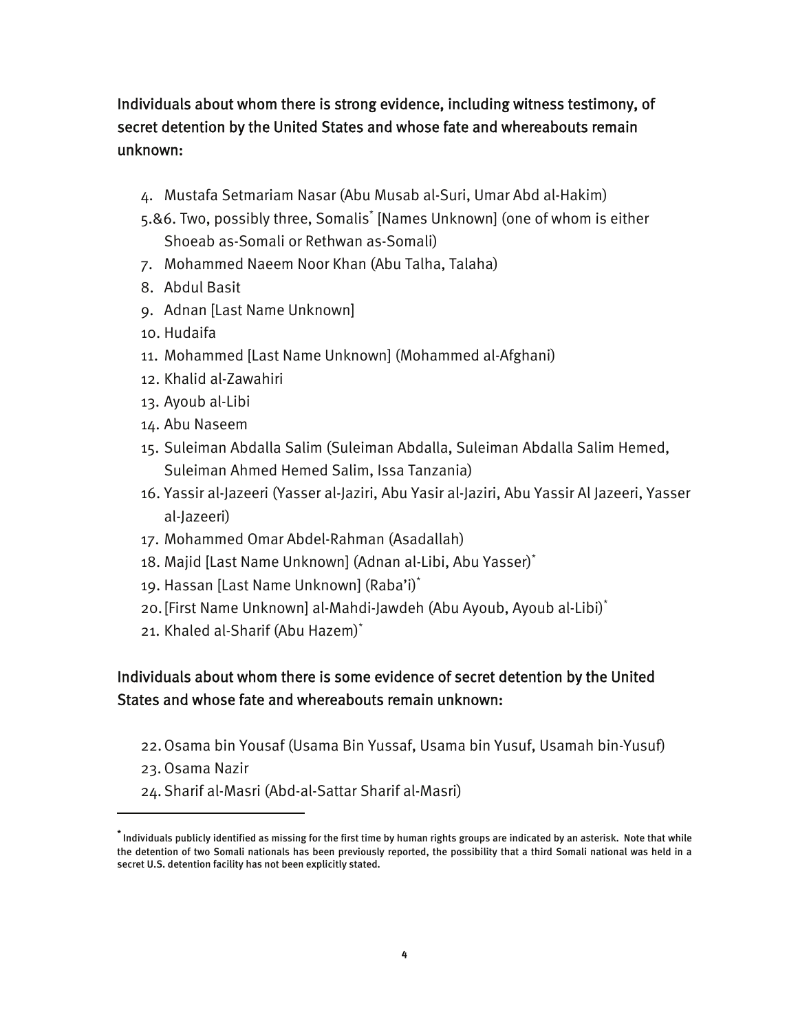### Individuals about whom there is strong evidence, including witness testimony, of secret detention by the United States and whose fate and whereabouts remain unknown:

4. Mustafa Setmariam Nasar (Abu Musab al-Suri, Umar Abd al-Hakim)
5.&6. Two, possibly three, Somalis* [Names Unknown] (one of whom is either Shoeab as-Somali or Rethwan as-Somali)
7. Mohammed Naeem Noor Khan (Abu Talha, Talaha)
8. Abdul Basit
9. Adnan [Last Name Unknown]
10. Hudaifa
11. Mohammed [Last Name Unknown] (Mohammed al-Afghani)
12. Khalid al-Zawahiri
13. Ayoub al-Libi
14. Abu Naseem
15. Suleiman Abdalla Salim (Suleiman Abdalla, Suleiman Abdalla Salim Hemed, Suleiman Ahmed Hemed Salim, Issa Tanzania)
16. Yassir al-Jazeeri (Yasser al-Jaziri, Abu Yasir al-Jaziri, Abu Yassir Al Jazeeri, Yasser al-Jazeeri)
17. Mohammed Omar Abdel-Rahman (Asadallah)
18. Majid [Last Name Unknown] (Adnan al-Libi, Abu Yasser)*
19. Hassan [Last Name Unknown] (Raba'i)*
20. [First Name Unknown] al-Mahdi-Jawdeh (Abu Ayoub, Ayoub al-Libi)*
21. Khaled al-Sharif (Abu Hazem)*

### Individuals about whom there is some evidence of secret detention by the United States and whose fate and whereabouts remain unknown:

22. Osama bin Yousaf (Usama Bin Yussaf, Usama bin Yusuf, Usamah bin-Yusuf)
23. Osama Nazir
24. Sharif al-Masri (Abd-al-Sattar Sharif al-Masri)

---

**\*** Individuals publicly identified as missing for the first time by human rights groups are indicated by an asterisk. Note that while the detention of two Somali nationals has been previously reported, the possibility that a third Somali national was held in a secret U.S. detention facility has not been explicitly stated.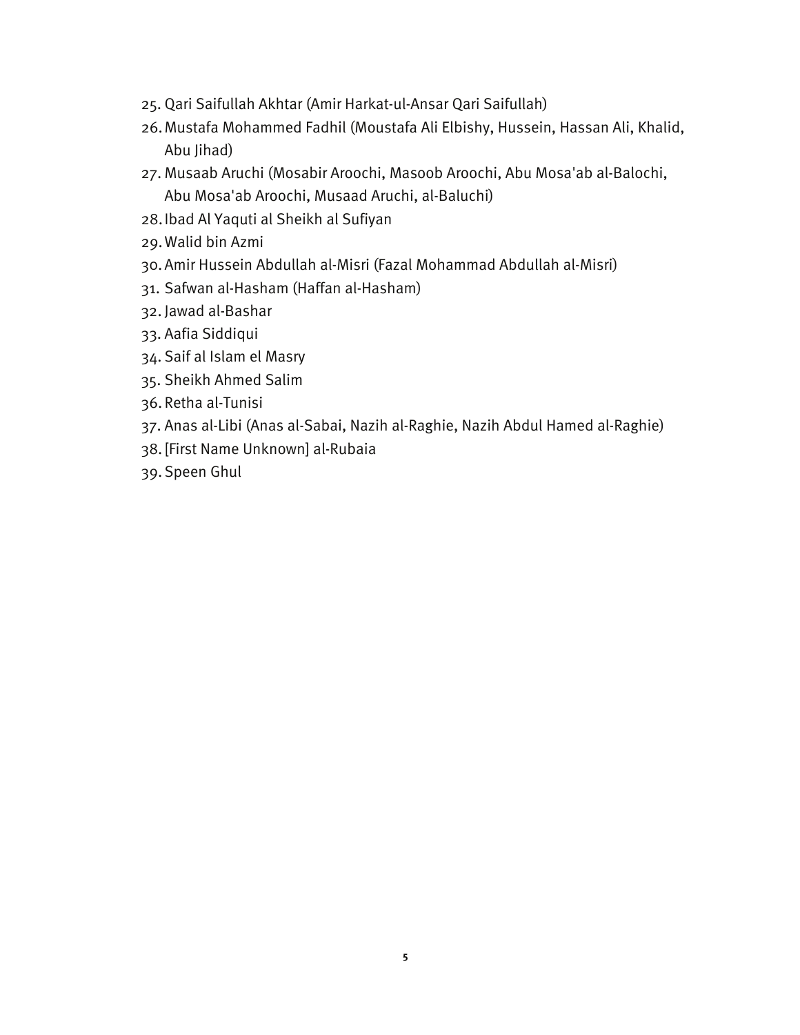25. Qari Saifullah Akhtar (Amir Harkat-ul-Ansar Qari Saifullah)
26. Mustafa Mohammed Fadhil (Moustafa Ali Elbishy, Hussein, Hassan Ali, Khalid, Abu Jihad)
27. Musaab Aruchi (Mosabir Aroochi, Masoob Aroochi, Abu Mosa'ab al-Balochi, Abu Mosa'ab Aroochi, Musaad Aruchi, al-Baluchi)
28. Ibad Al Yaquti al Sheikh al Sufiyan
29. Walid bin Azmi
30. Amir Hussein Abdullah al-Misri (Fazal Mohammad Abdullah al-Misri)
31. Safwan al-Hasham (Haffan al-Hasham)
32. Jawad al-Bashar
33. Aafia Siddiqui
34. Saif al Islam el Masry
35. Sheikh Ahmed Salim
36. Retha al-Tunisi
37. Anas al-Libi (Anas al-Sabai, Nazih al-Raghie, Nazih Abdul Hamed al-Raghie)
38. [First Name Unknown] al-Rubaia
39. Speen Ghul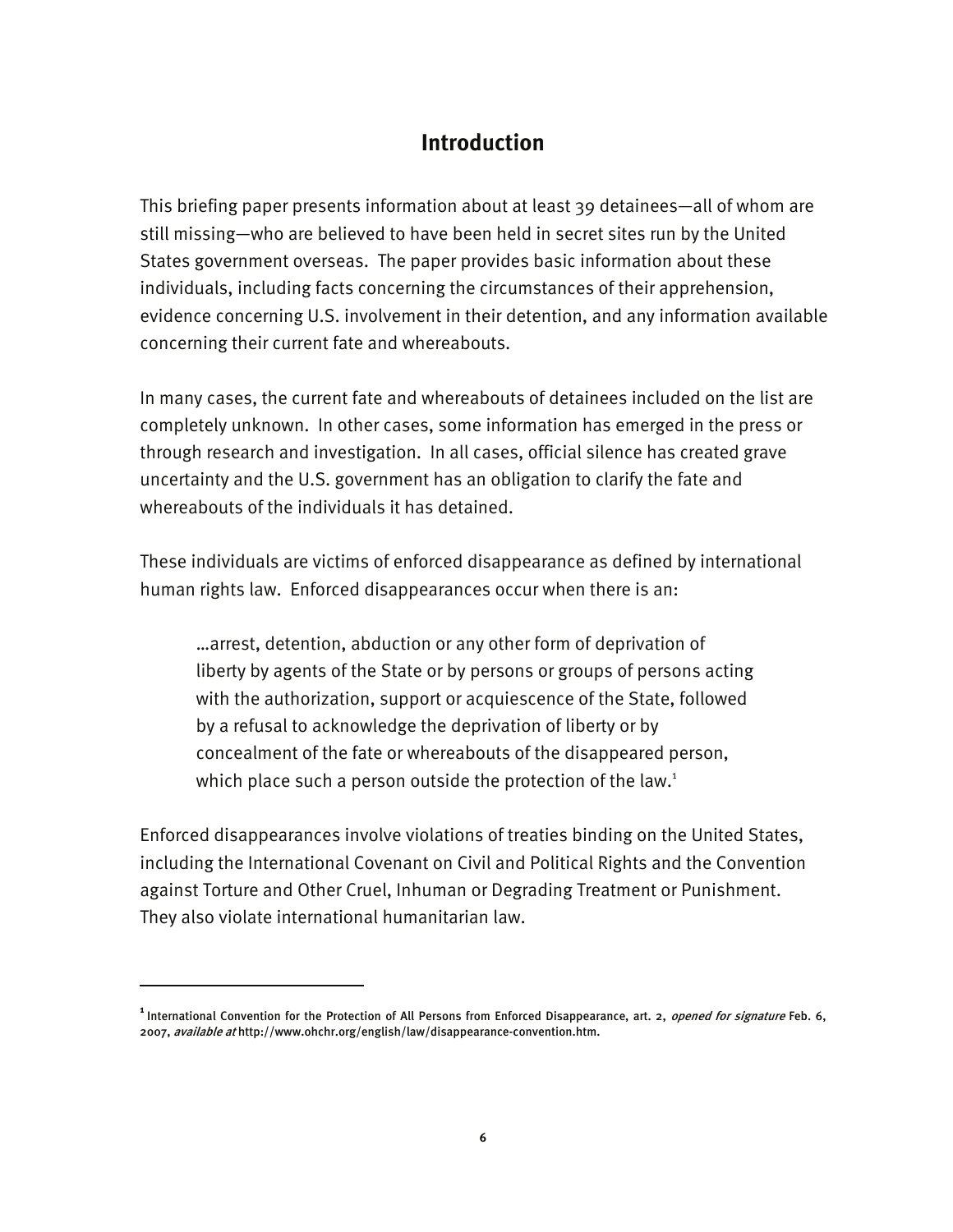# Introduction

This briefing paper presents information about at least 39 detainees—all of whom are still missing—who are believed to have been held in secret sites run by the United States government overseas. The paper provides basic information about these individuals, including facts concerning the circumstances of their apprehension, evidence concerning U.S. involvement in their detention, and any information available concerning their current fate and whereabouts.

In many cases, the current fate and whereabouts of detainees included on the list are completely unknown. In other cases, some information has emerged in the press or through research and investigation. In all cases, official silence has created grave uncertainty and the U.S. government has an obligation to clarify the fate and whereabouts of the individuals it has detained.

These individuals are victims of enforced disappearance as defined by international human rights law. Enforced disappearances occur when there is an:

> …arrest, detention, abduction or any other form of deprivation of liberty by agents of the State or by persons or groups of persons acting with the authorization, support or acquiescence of the State, followed by a refusal to acknowledge the deprivation of liberty or by concealment of the fate or whereabouts of the disappeared person, which place such a person outside the protection of the law.[1]

Enforced disappearances involve violations of treaties binding on the United States, including the International Covenant on Civil and Political Rights and the Convention against Torture and Other Cruel, Inhuman or Degrading Treatment or Punishment. They also violate international humanitarian law.

---

[1] International Convention for the Protection of All Persons from Enforced Disappearance, art. 2, *opened for signature* Feb. 6, 2007, *available at* http://www.ohchr.org/english/law/disappearance-convention.htm.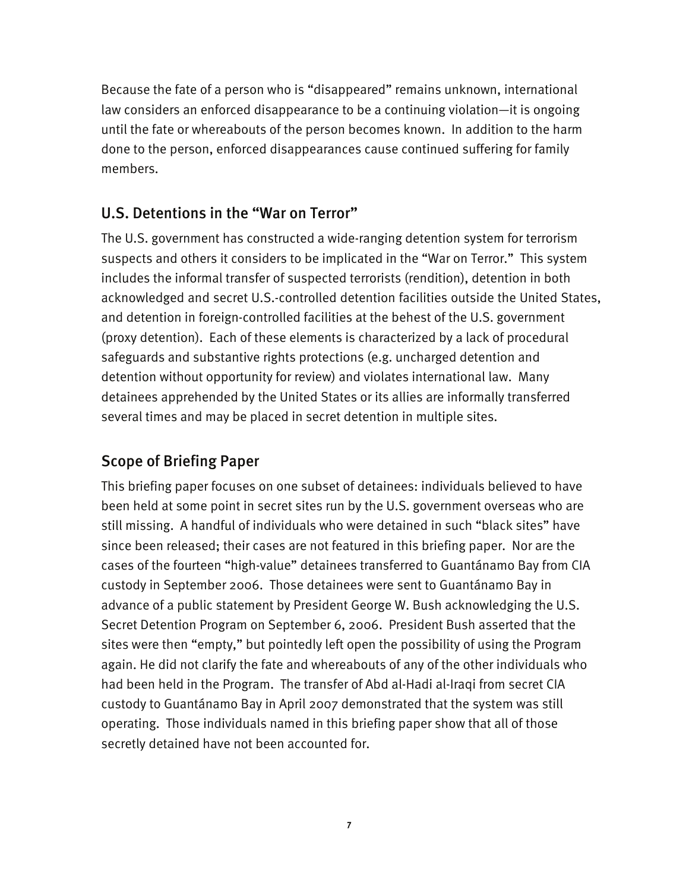Because the fate of a person who is "disappeared" remains unknown, international law considers an enforced disappearance to be a continuing violation—it is ongoing until the fate or whereabouts of the person becomes known. In addition to the harm done to the person, enforced disappearances cause continued suffering for family members.

## U.S. Detentions in the "War on Terror"

The U.S. government has constructed a wide-ranging detention system for terrorism suspects and others it considers to be implicated in the "War on Terror." This system includes the informal transfer of suspected terrorists (rendition), detention in both acknowledged and secret U.S.-controlled detention facilities outside the United States, and detention in foreign-controlled facilities at the behest of the U.S. government (proxy detention). Each of these elements is characterized by a lack of procedural safeguards and substantive rights protections (e.g. uncharged detention and detention without opportunity for review) and violates international law. Many detainees apprehended by the United States or its allies are informally transferred several times and may be placed in secret detention in multiple sites.

## Scope of Briefing Paper

This briefing paper focuses on one subset of detainees: individuals believed to have been held at some point in secret sites run by the U.S. government overseas who are still missing. A handful of individuals who were detained in such "black sites" have since been released; their cases are not featured in this briefing paper. Nor are the cases of the fourteen "high-value" detainees transferred to Guantánamo Bay from CIA custody in September 2006. Those detainees were sent to Guantánamo Bay in advance of a public statement by President George W. Bush acknowledging the U.S. Secret Detention Program on September 6, 2006. President Bush asserted that the sites were then "empty," but pointedly left open the possibility of using the Program again. He did not clarify the fate and whereabouts of any of the other individuals who had been held in the Program. The transfer of Abd al-Hadi al-Iraqi from secret CIA custody to Guantánamo Bay in April 2007 demonstrated that the system was still operating. Those individuals named in this briefing paper show that all of those secretly detained have not been accounted for.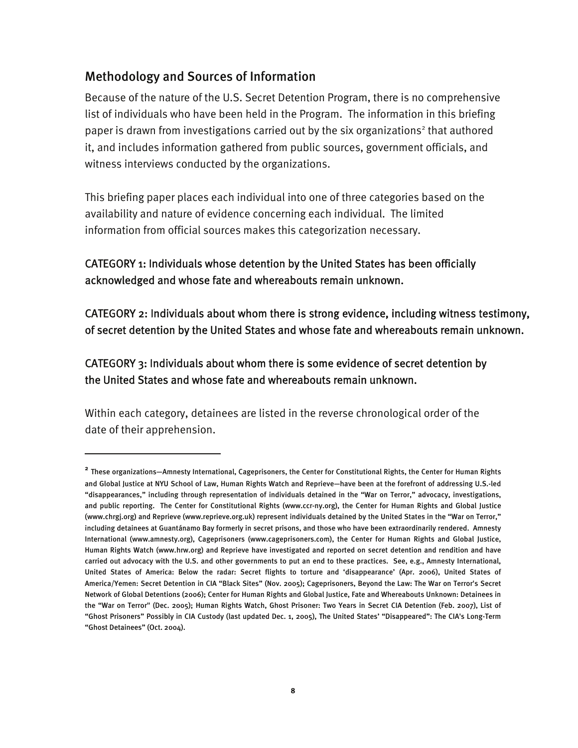## Methodology and Sources of Information

Because of the nature of the U.S. Secret Detention Program, there is no comprehensive list of individuals who have been held in the Program. The information in this briefing paper is drawn from investigations carried out by the six organizations[2] that authored it, and includes information gathered from public sources, government officials, and witness interviews conducted by the organizations.

This briefing paper places each individual into one of three categories based on the availability and nature of evidence concerning each individual. The limited information from official sources makes this categorization necessary.

CATEGORY 1: Individuals whose detention by the United States has been officially acknowledged and whose fate and whereabouts remain unknown.

CATEGORY 2: Individuals about whom there is strong evidence, including witness testimony, of secret detention by the United States and whose fate and whereabouts remain unknown.

CATEGORY 3: Individuals about whom there is some evidence of secret detention by the United States and whose fate and whereabouts remain unknown.

Within each category, detainees are listed in the reverse chronological order of the date of their apprehension.

---

[2] These organizations—Amnesty International, Cageprisoners, the Center for Constitutional Rights, the Center for Human Rights and Global Justice at NYU School of Law, Human Rights Watch and Reprieve—have been at the forefront of addressing U.S.-led "disappearances," including through representation of individuals detained in the "War on Terror," advocacy, investigations, and public reporting. The Center for Constitutional Rights (www.ccr-ny.org), the Center for Human Rights and Global Justice (www.chrgj.org) and Reprieve (www.reprieve.org.uk) represent individuals detained by the United States in the "War on Terror," including detainees at Guantánamo Bay formerly in secret prisons, and those who have been extraordinarily rendered. Amnesty International (www.amnesty.org), Cageprisoners (www.cageprisoners.com), the Center for Human Rights and Global Justice, Human Rights Watch (www.hrw.org) and Reprieve have investigated and reported on secret detention and rendition and have carried out advocacy with the U.S. and other governments to put an end to these practices. See, e.g., Amnesty International, United States of America: Below the radar: Secret flights to torture and 'disappearance' (Apr. 2006), United States of America/Yemen: Secret Detention in CIA "Black Sites" (Nov. 2005); Cageprisoners, Beyond the Law: The War on Terror's Secret Network of Global Detentions (2006); Center for Human Rights and Global Justice, Fate and Whereabouts Unknown: Detainees in the "War on Terror" (Dec. 2005); Human Rights Watch, Ghost Prisoner: Two Years in Secret CIA Detention (Feb. 2007), List of "Ghost Prisoners" Possibly in CIA Custody (last updated Dec. 1, 2005), The United States' "Disappeared": The CIA's Long-Term "Ghost Detainees" (Oct. 2004).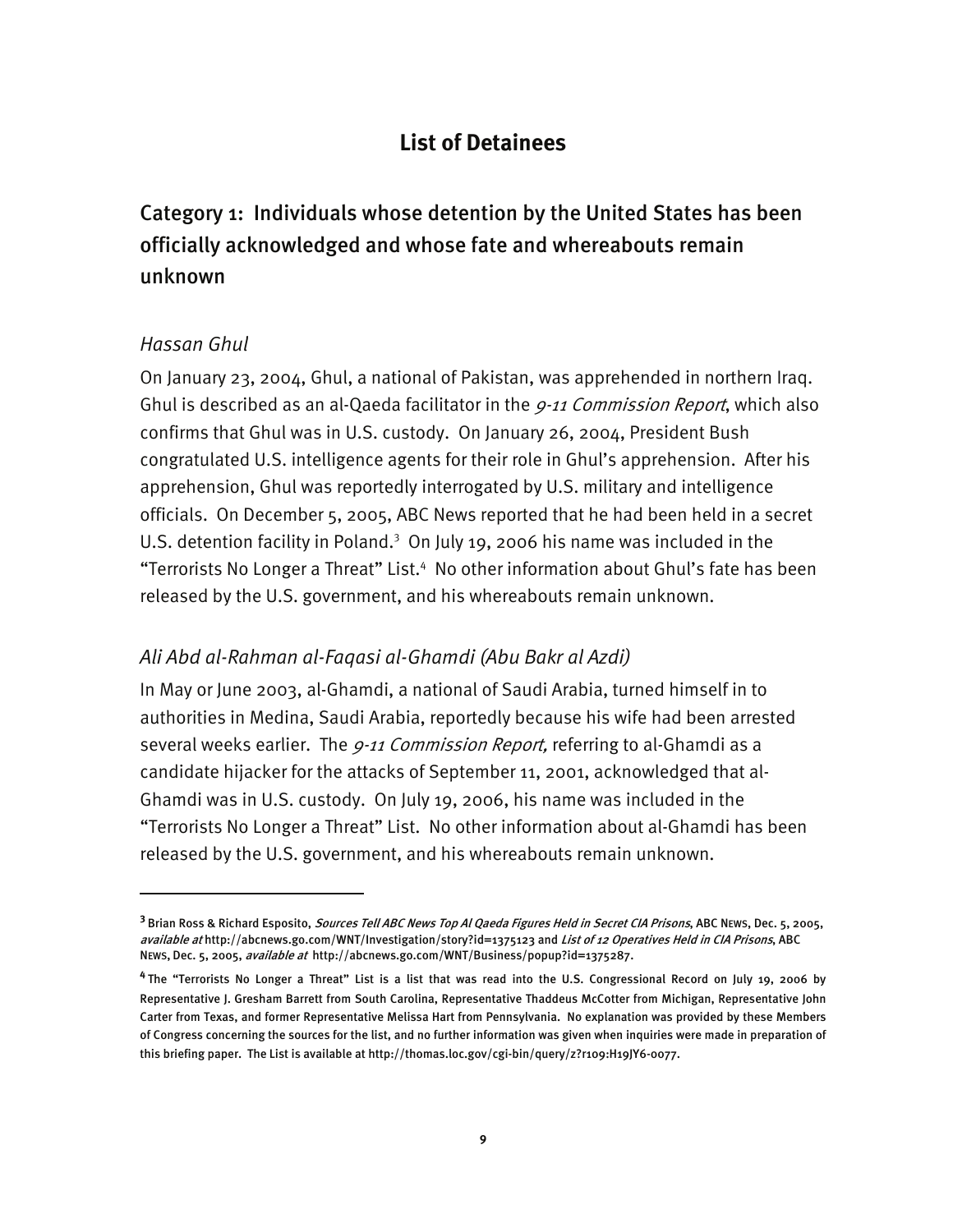## List of Detainees

### Category 1: Individuals whose detention by the United States has been officially acknowledged and whose fate and whereabouts remain unknown

*Hassan Ghul*

On January 23, 2004, Ghul, a national of Pakistan, was apprehended in northern Iraq. Ghul is described as an al-Qaeda facilitator in the *9-11 Commission Report*, which also confirms that Ghul was in U.S. custody. On January 26, 2004, President Bush congratulated U.S. intelligence agents for their role in Ghul's apprehension. After his apprehension, Ghul was reportedly interrogated by U.S. military and intelligence officials. On December 5, 2005, ABC News reported that he had been held in a secret U.S. detention facility in Poland.[3] On July 19, 2006 his name was included in the "Terrorists No Longer a Threat" List.[4] No other information about Ghul's fate has been released by the U.S. government, and his whereabouts remain unknown.

*Ali Abd al-Rahman al-Faqasi al-Ghamdi (Abu Bakr al Azdi)*

In May or June 2003, al-Ghamdi, a national of Saudi Arabia, turned himself in to authorities in Medina, Saudi Arabia, reportedly because his wife had been arrested several weeks earlier. The *9-11 Commission Report,* referring to al-Ghamdi as a candidate hijacker for the attacks of September 11, 2001, acknowledged that al-Ghamdi was in U.S. custody. On July 19, 2006, his name was included in the "Terrorists No Longer a Threat" List. No other information about al-Ghamdi has been released by the U.S. government, and his whereabouts remain unknown.

---

[3] Brian Ross & Richard Esposito, *Sources Tell ABC News Top Al Qaeda Figures Held in Secret CIA Prisons*, ABC NEWS, Dec. 5, 2005, *available at* http://abcnews.go.com/WNT/Investigation/story?id=1375123 and *List of 12 Operatives Held in CIA Prisons*, ABC NEWS, Dec. 5, 2005, *available at* http://abcnews.go.com/WNT/Business/popup?id=1375287.

[4] The "Terrorists No Longer a Threat" List is a list that was read into the U.S. Congressional Record on July 19, 2006 by Representative J. Gresham Barrett from South Carolina, Representative Thaddeus McCotter from Michigan, Representative John Carter from Texas, and former Representative Melissa Hart from Pennsylvania. No explanation was provided by these Members of Congress concerning the sources for the list, and no further information was given when inquiries were made in preparation of this briefing paper. The List is available at http://thomas.loc.gov/cgi-bin/query/z?r109:H19JY6-0077.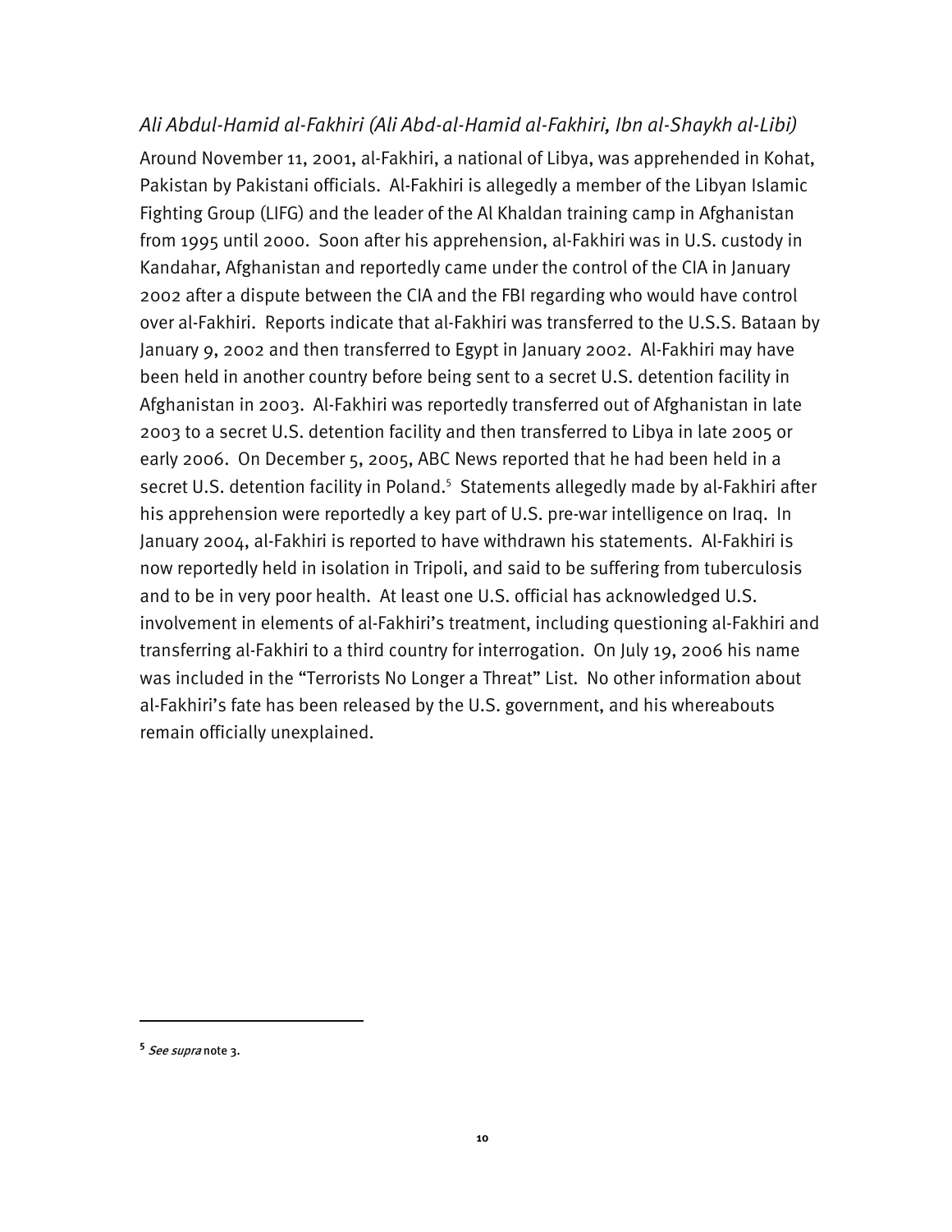*Ali Abdul-Hamid al-Fakhiri (Ali Abd-al-Hamid al-Fakhiri, Ibn al-Shaykh al-Libi)*

Around November 11, 2001, al-Fakhiri, a national of Libya, was apprehended in Kohat, Pakistan by Pakistani officials. Al-Fakhiri is allegedly a member of the Libyan Islamic Fighting Group (LIFG) and the leader of the Al Khaldan training camp in Afghanistan from 1995 until 2000. Soon after his apprehension, al-Fakhiri was in U.S. custody in Kandahar, Afghanistan and reportedly came under the control of the CIA in January 2002 after a dispute between the CIA and the FBI regarding who would have control over al-Fakhiri. Reports indicate that al-Fakhiri was transferred to the U.S.S. Bataan by January 9, 2002 and then transferred to Egypt in January 2002. Al-Fakhiri may have been held in another country before being sent to a secret U.S. detention facility in Afghanistan in 2003. Al-Fakhiri was reportedly transferred out of Afghanistan in late 2003 to a secret U.S. detention facility and then transferred to Libya in late 2005 or early 2006. On December 5, 2005, ABC News reported that he had been held in a secret U.S. detention facility in Poland.[5] Statements allegedly made by al-Fakhiri after his apprehension were reportedly a key part of U.S. pre-war intelligence on Iraq. In January 2004, al-Fakhiri is reported to have withdrawn his statements. Al-Fakhiri is now reportedly held in isolation in Tripoli, and said to be suffering from tuberculosis and to be in very poor health. At least one U.S. official has acknowledged U.S. involvement in elements of al-Fakhiri's treatment, including questioning al-Fakhiri and transferring al-Fakhiri to a third country for interrogation. On July 19, 2006 his name was included in the "Terrorists No Longer a Threat" List. No other information about al-Fakhiri's fate has been released by the U.S. government, and his whereabouts remain officially unexplained.

---

[5] *See supra* note 3.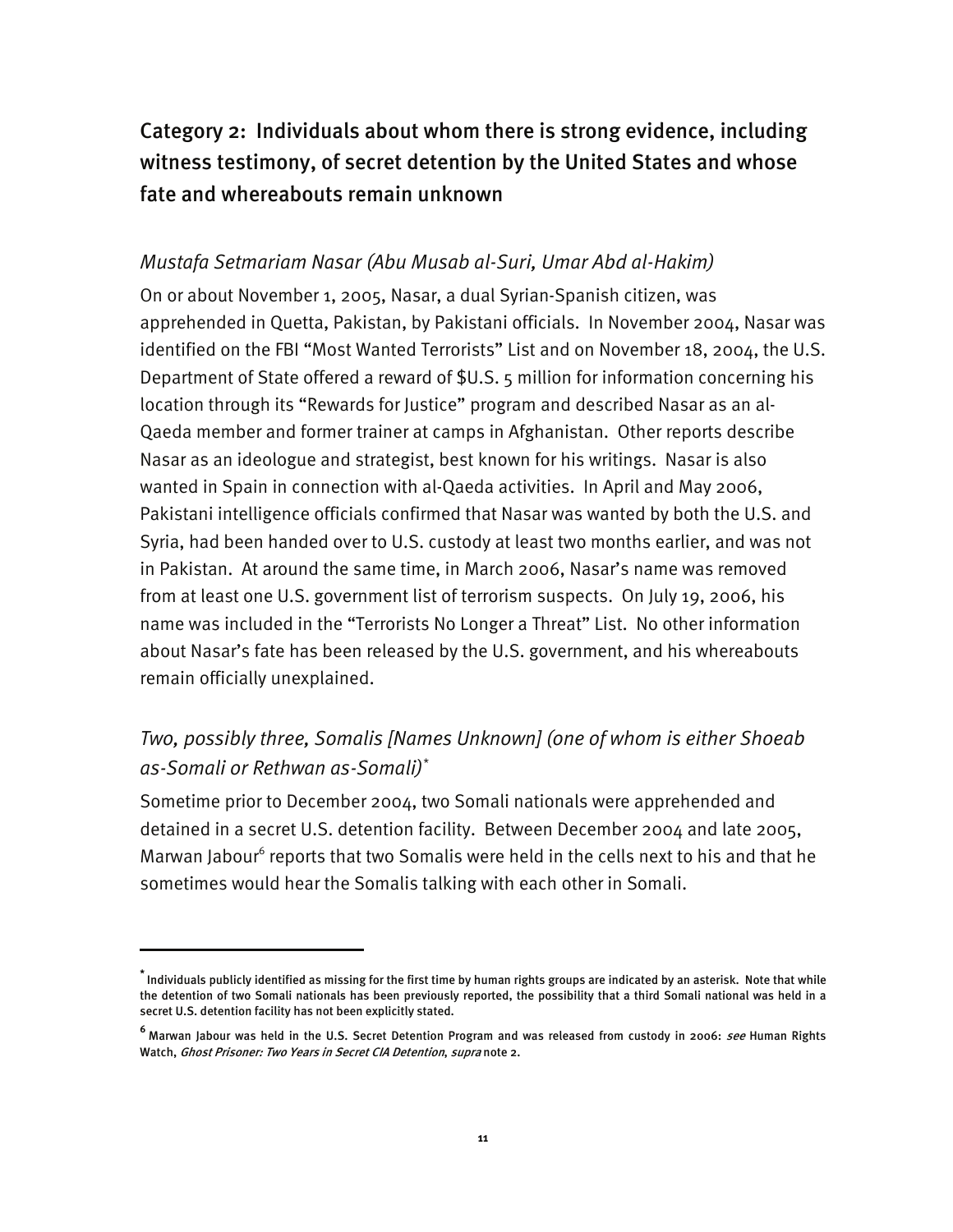## Category 2: Individuals about whom there is strong evidence, including witness testimony, of secret detention by the United States and whose fate and whereabouts remain unknown

### *Mustafa Setmariam Nasar (Abu Musab al-Suri, Umar Abd al-Hakim)*

On or about November 1, 2005, Nasar, a dual Syrian-Spanish citizen, was apprehended in Quetta, Pakistan, by Pakistani officials. In November 2004, Nasar was identified on the FBI "Most Wanted Terrorists" List and on November 18, 2004, the U.S. Department of State offered a reward of $U.S. 5 million for information concerning his location through its "Rewards for Justice" program and described Nasar as an al-Qaeda member and former trainer at camps in Afghanistan. Other reports describe Nasar as an ideologue and strategist, best known for his writings. Nasar is also wanted in Spain in connection with al-Qaeda activities. In April and May 2006, Pakistani intelligence officials confirmed that Nasar was wanted by both the U.S. and Syria, had been handed over to U.S. custody at least two months earlier, and was not in Pakistan. At around the same time, in March 2006, Nasar's name was removed from at least one U.S. government list of terrorism suspects. On July 19, 2006, his name was included in the "Terrorists No Longer a Threat" List. No other information about Nasar's fate has been released by the U.S. government, and his whereabouts remain officially unexplained.

### *Two, possibly three, Somalis [Names Unknown] (one of whom is either Shoeab as-Somali or Rethwan as-Somali)*[*]

Sometime prior to December 2004, two Somali nationals were apprehended and detained in a secret U.S. detention facility. Between December 2004 and late 2005, Marwan Jabour[6] reports that two Somalis were held in the cells next to his and that he sometimes would hear the Somalis talking with each other in Somali.

---

[*] Individuals publicly identified as missing for the first time by human rights groups are indicated by an asterisk. Note that while the detention of two Somali nationals has been previously reported, the possibility that a third Somali national was held in a secret U.S. detention facility has not been explicitly stated.

[6] Marwan Jabour was held in the U.S. Secret Detention Program and was released from custody in 2006: *see* Human Rights Watch, *Ghost Prisoner: Two Years in Secret CIA Detention*, *supra* note 2.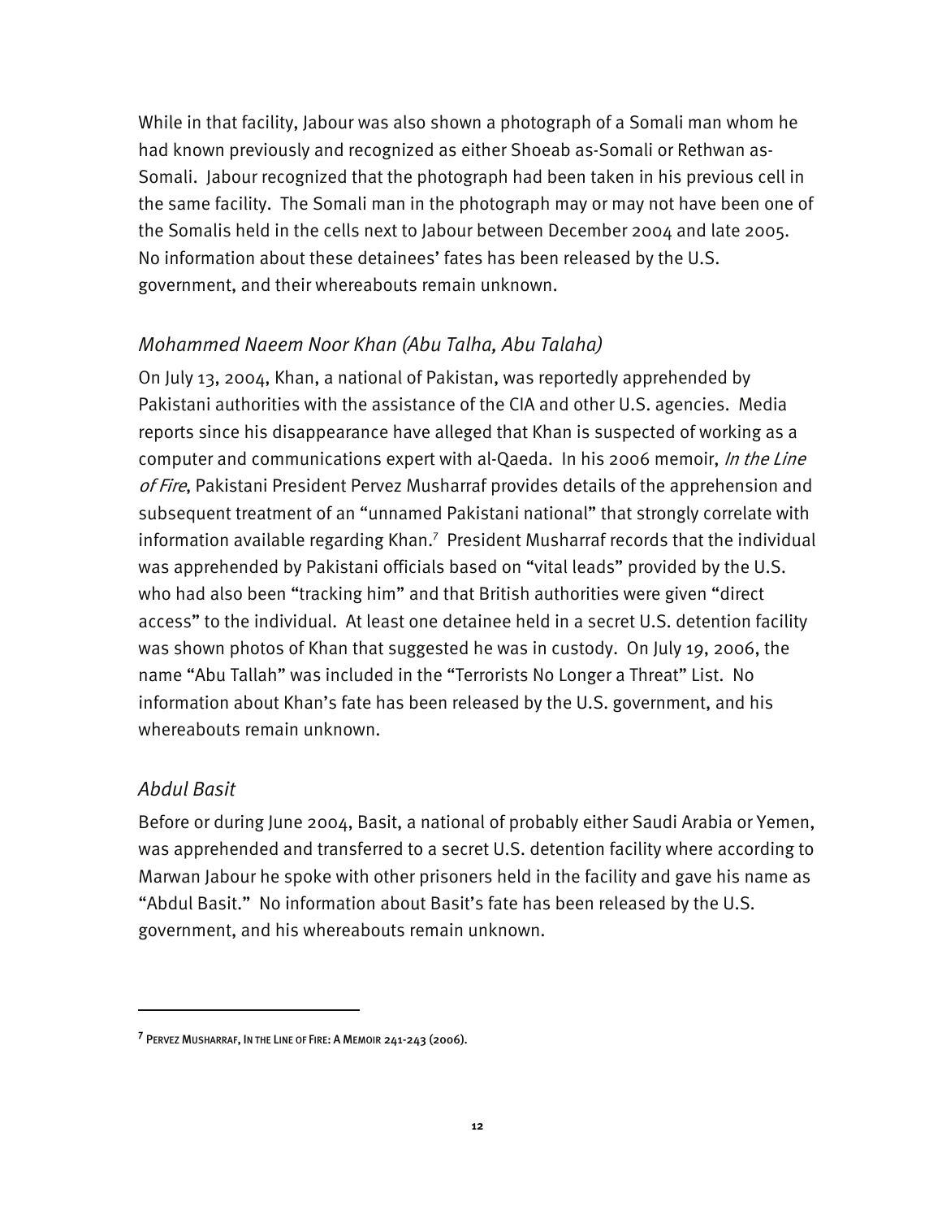While in that facility, Jabour was also shown a photograph of a Somali man whom he had known previously and recognized as either Shoeab as-Somali or Rethwan as-Somali. Jabour recognized that the photograph had been taken in his previous cell in the same facility. The Somali man in the photograph may or may not have been one of the Somalis held in the cells next to Jabour between December 2004 and late 2005. No information about these detainees' fates has been released by the U.S. government, and their whereabouts remain unknown.

### *Mohammed Naeem Noor Khan (Abu Talha, Abu Talaha)*

On July 13, 2004, Khan, a national of Pakistan, was reportedly apprehended by Pakistani authorities with the assistance of the CIA and other U.S. agencies. Media reports since his disappearance have alleged that Khan is suspected of working as a computer and communications expert with al-Qaeda. In his 2006 memoir, *In the Line of Fire*, Pakistani President Pervez Musharraf provides details of the apprehension and subsequent treatment of an "unnamed Pakistani national" that strongly correlate with information available regarding Khan.[7] President Musharraf records that the individual was apprehended by Pakistani officials based on "vital leads" provided by the U.S. who had also been "tracking him" and that British authorities were given "direct access" to the individual. At least one detainee held in a secret U.S. detention facility was shown photos of Khan that suggested he was in custody. On July 19, 2006, the name "Abu Tallah" was included in the "Terrorists No Longer a Threat" List. No information about Khan's fate has been released by the U.S. government, and his whereabouts remain unknown.

### *Abdul Basit*

Before or during June 2004, Basit, a national of probably either Saudi Arabia or Yemen, was apprehended and transferred to a secret U.S. detention facility where according to Marwan Jabour he spoke with other prisoners held in the facility and gave his name as "Abdul Basit." No information about Basit's fate has been released by the U.S. government, and his whereabouts remain unknown.

---

[7] PERVEZ MUSHARRAF, IN THE LINE OF FIRE: A MEMOIR 241-243 (2006).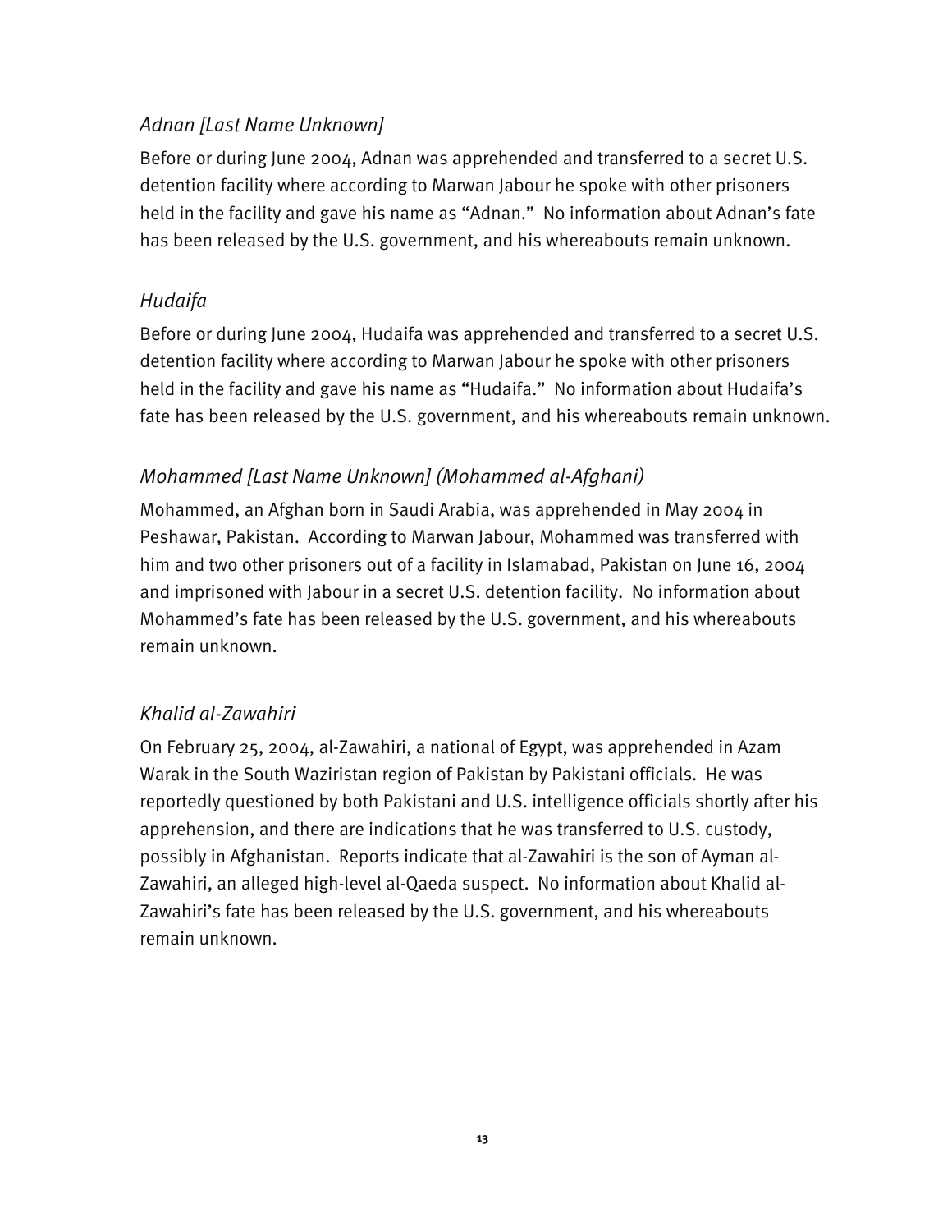### *Adnan [Last Name Unknown]*

Before or during June 2004, Adnan was apprehended and transferred to a secret U.S. detention facility where according to Marwan Jabour he spoke with other prisoners held in the facility and gave his name as "Adnan." No information about Adnan's fate has been released by the U.S. government, and his whereabouts remain unknown.

### *Hudaifa*

Before or during June 2004, Hudaifa was apprehended and transferred to a secret U.S. detention facility where according to Marwan Jabour he spoke with other prisoners held in the facility and gave his name as "Hudaifa." No information about Hudaifa's fate has been released by the U.S. government, and his whereabouts remain unknown.

### *Mohammed [Last Name Unknown] (Mohammed al-Afghani)*

Mohammed, an Afghan born in Saudi Arabia, was apprehended in May 2004 in Peshawar, Pakistan. According to Marwan Jabour, Mohammed was transferred with him and two other prisoners out of a facility in Islamabad, Pakistan on June 16, 2004 and imprisoned with Jabour in a secret U.S. detention facility. No information about Mohammed's fate has been released by the U.S. government, and his whereabouts remain unknown.

### *Khalid al-Zawahiri*

On February 25, 2004, al-Zawahiri, a national of Egypt, was apprehended in Azam Warak in the South Waziristan region of Pakistan by Pakistani officials. He was reportedly questioned by both Pakistani and U.S. intelligence officials shortly after his apprehension, and there are indications that he was transferred to U.S. custody, possibly in Afghanistan. Reports indicate that al-Zawahiri is the son of Ayman al-Zawahiri, an alleged high-level al-Qaeda suspect. No information about Khalid al-Zawahiri's fate has been released by the U.S. government, and his whereabouts remain unknown.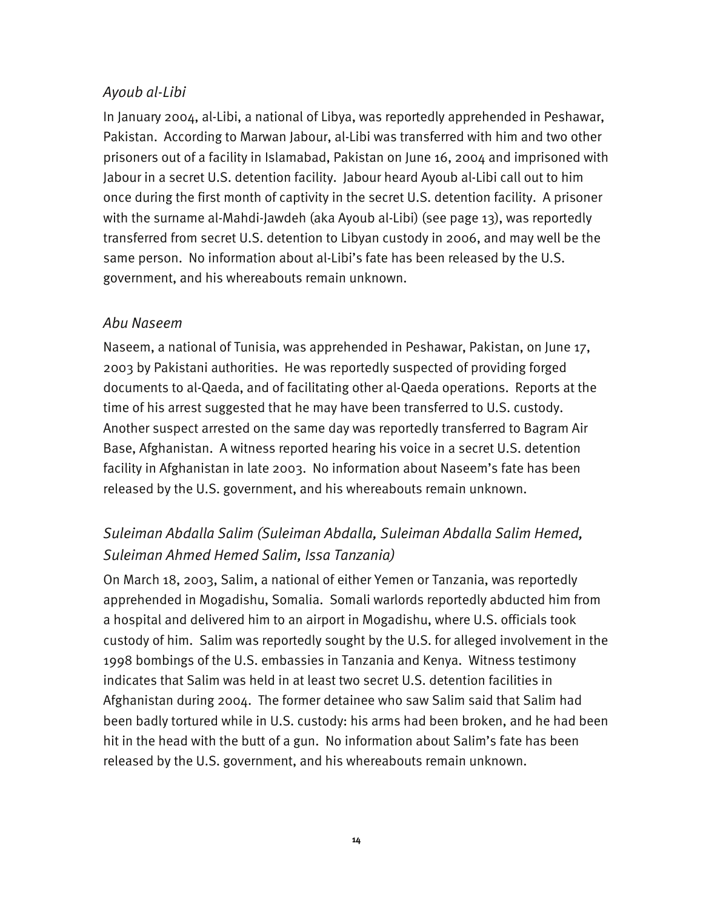### *Ayoub al-Libi*

In January 2004, al-Libi, a national of Libya, was reportedly apprehended in Peshawar, Pakistan. According to Marwan Jabour, al-Libi was transferred with him and two other prisoners out of a facility in Islamabad, Pakistan on June 16, 2004 and imprisoned with Jabour in a secret U.S. detention facility. Jabour heard Ayoub al-Libi call out to him once during the first month of captivity in the secret U.S. detention facility. A prisoner with the surname al-Mahdi-Jawdeh (aka Ayoub al-Libi) (see page 13), was reportedly transferred from secret U.S. detention to Libyan custody in 2006, and may well be the same person. No information about al-Libi's fate has been released by the U.S. government, and his whereabouts remain unknown.

### *Abu Naseem*

Naseem, a national of Tunisia, was apprehended in Peshawar, Pakistan, on June 17, 2003 by Pakistani authorities. He was reportedly suspected of providing forged documents to al-Qaeda, and of facilitating other al-Qaeda operations. Reports at the time of his arrest suggested that he may have been transferred to U.S. custody. Another suspect arrested on the same day was reportedly transferred to Bagram Air Base, Afghanistan. A witness reported hearing his voice in a secret U.S. detention facility in Afghanistan in late 2003. No information about Naseem's fate has been released by the U.S. government, and his whereabouts remain unknown.

### *Suleiman Abdalla Salim (Suleiman Abdalla, Suleiman Abdalla Salim Hemed, Suleiman Ahmed Hemed Salim, Issa Tanzania)*

On March 18, 2003, Salim, a national of either Yemen or Tanzania, was reportedly apprehended in Mogadishu, Somalia. Somali warlords reportedly abducted him from a hospital and delivered him to an airport in Mogadishu, where U.S. officials took custody of him. Salim was reportedly sought by the U.S. for alleged involvement in the 1998 bombings of the U.S. embassies in Tanzania and Kenya. Witness testimony indicates that Salim was held in at least two secret U.S. detention facilities in Afghanistan during 2004. The former detainee who saw Salim said that Salim had been badly tortured while in U.S. custody: his arms had been broken, and he had been hit in the head with the butt of a gun. No information about Salim's fate has been released by the U.S. government, and his whereabouts remain unknown.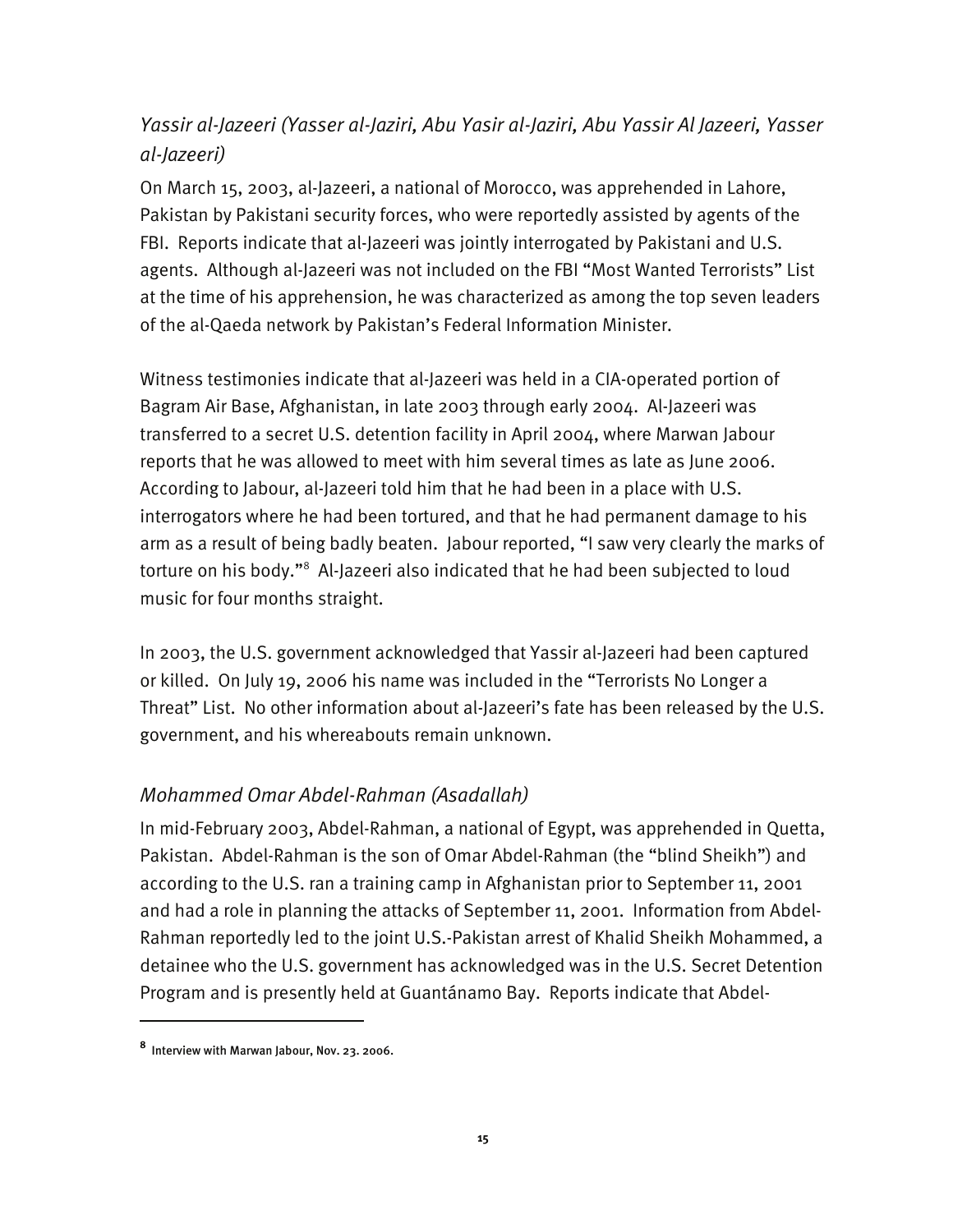### *Yassir al-Jazeeri (Yasser al-Jaziri, Abu Yasir al-Jaziri, Abu Yassir Al Jazeeri, Yasser al-Jazeeri)*

On March 15, 2003, al-Jazeeri, a national of Morocco, was apprehended in Lahore, Pakistan by Pakistani security forces, who were reportedly assisted by agents of the FBI. Reports indicate that al-Jazeeri was jointly interrogated by Pakistani and U.S. agents. Although al-Jazeeri was not included on the FBI "Most Wanted Terrorists" List at the time of his apprehension, he was characterized as among the top seven leaders of the al-Qaeda network by Pakistan's Federal Information Minister.

Witness testimonies indicate that al-Jazeeri was held in a CIA-operated portion of Bagram Air Base, Afghanistan, in late 2003 through early 2004. Al-Jazeeri was transferred to a secret U.S. detention facility in April 2004, where Marwan Jabour reports that he was allowed to meet with him several times as late as June 2006. According to Jabour, al-Jazeeri told him that he had been in a place with U.S. interrogators where he had been tortured, and that he had permanent damage to his arm as a result of being badly beaten. Jabour reported, "I saw very clearly the marks of torture on his body."[8] Al-Jazeeri also indicated that he had been subjected to loud music for four months straight.

In 2003, the U.S. government acknowledged that Yassir al-Jazeeri had been captured or killed. On July 19, 2006 his name was included in the "Terrorists No Longer a Threat" List. No other information about al-Jazeeri's fate has been released by the U.S. government, and his whereabouts remain unknown.

### *Mohammed Omar Abdel-Rahman (Asadallah)*

In mid-February 2003, Abdel-Rahman, a national of Egypt, was apprehended in Quetta, Pakistan. Abdel-Rahman is the son of Omar Abdel-Rahman (the "blind Sheikh") and according to the U.S. ran a training camp in Afghanistan prior to September 11, 2001 and had a role in planning the attacks of September 11, 2001. Information from Abdel-Rahman reportedly led to the joint U.S.-Pakistan arrest of Khalid Sheikh Mohammed, a detainee who the U.S. government has acknowledged was in the U.S. Secret Detention Program and is presently held at Guantánamo Bay. Reports indicate that Abdel-

[8] Interview with Marwan Jabour, Nov. 23. 2006.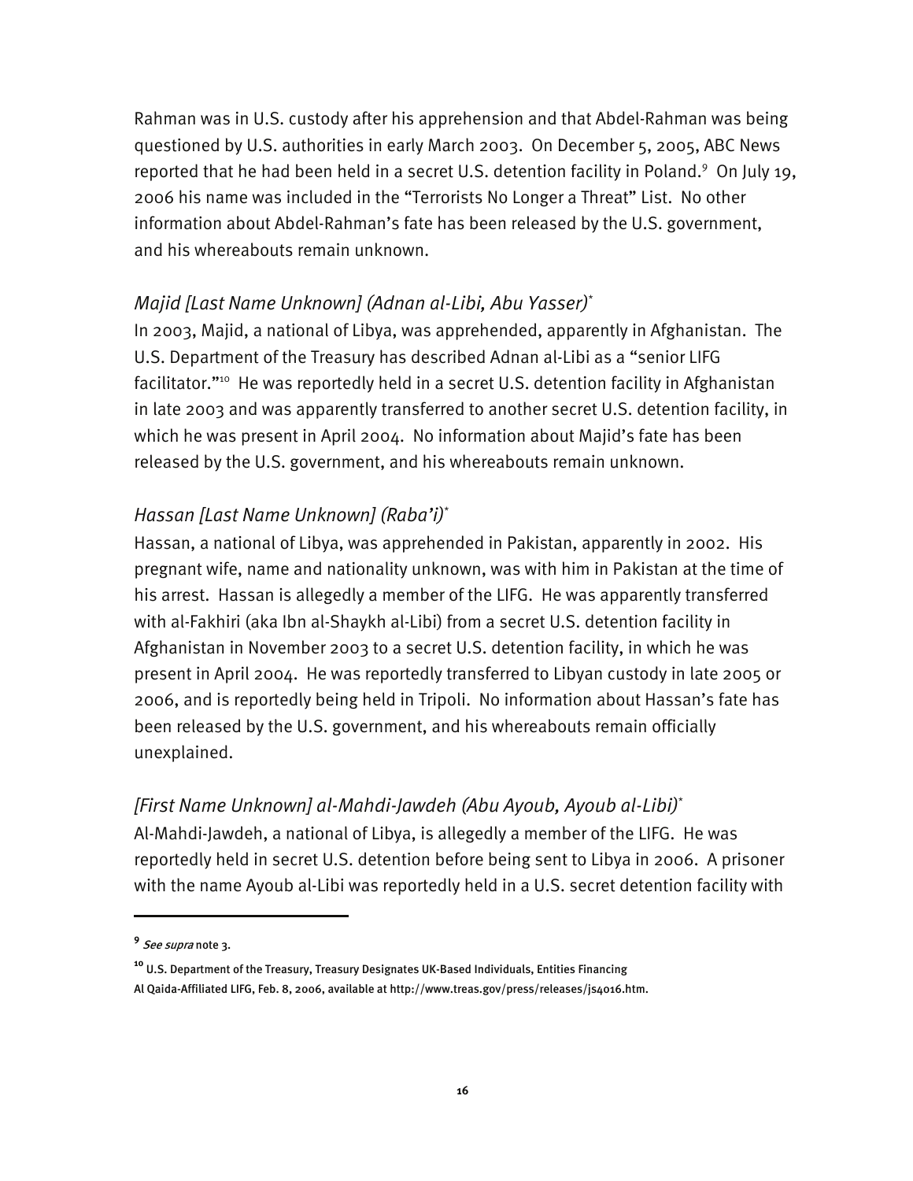Rahman was in U.S. custody after his apprehension and that Abdel-Rahman was being questioned by U.S. authorities in early March 2003. On December 5, 2005, ABC News reported that he had been held in a secret U.S. detention facility in Poland.[9] On July 19, 2006 his name was included in the "Terrorists No Longer a Threat" List. No other information about Abdel-Rahman's fate has been released by the U.S. government, and his whereabouts remain unknown.

### *Majid [Last Name Unknown] (Adnan al-Libi, Abu Yasser)*[*]

In 2003, Majid, a national of Libya, was apprehended, apparently in Afghanistan. The U.S. Department of the Treasury has described Adnan al-Libi as a "senior LIFG facilitator."[10] He was reportedly held in a secret U.S. detention facility in Afghanistan in late 2003 and was apparently transferred to another secret U.S. detention facility, in which he was present in April 2004. No information about Majid's fate has been released by the U.S. government, and his whereabouts remain unknown.

### *Hassan [Last Name Unknown] (Raba'i)*[*]

Hassan, a national of Libya, was apprehended in Pakistan, apparently in 2002. His pregnant wife, name and nationality unknown, was with him in Pakistan at the time of his arrest. Hassan is allegedly a member of the LIFG. He was apparently transferred with al-Fakhiri (aka Ibn al-Shaykh al-Libi) from a secret U.S. detention facility in Afghanistan in November 2003 to a secret U.S. detention facility, in which he was present in April 2004. He was reportedly transferred to Libyan custody in late 2005 or 2006, and is reportedly being held in Tripoli. No information about Hassan's fate has been released by the U.S. government, and his whereabouts remain officially unexplained.

### *[First Name Unknown] al-Mahdi-Jawdeh (Abu Ayoub, Ayoub al-Libi)*[*]

Al-Mahdi-Jawdeh, a national of Libya, is allegedly a member of the LIFG. He was reportedly held in secret U.S. detention before being sent to Libya in 2006. A prisoner with the name Ayoub al-Libi was reportedly held in a U.S. secret detention facility with

---

[9] *See supra* note 3.

[10] U.S. Department of the Treasury, Treasury Designates UK-Based Individuals, Entities Financing Al Qaida-Affiliated LIFG, Feb. 8, 2006, available at http://www.treas.gov/press/releases/js4016.htm.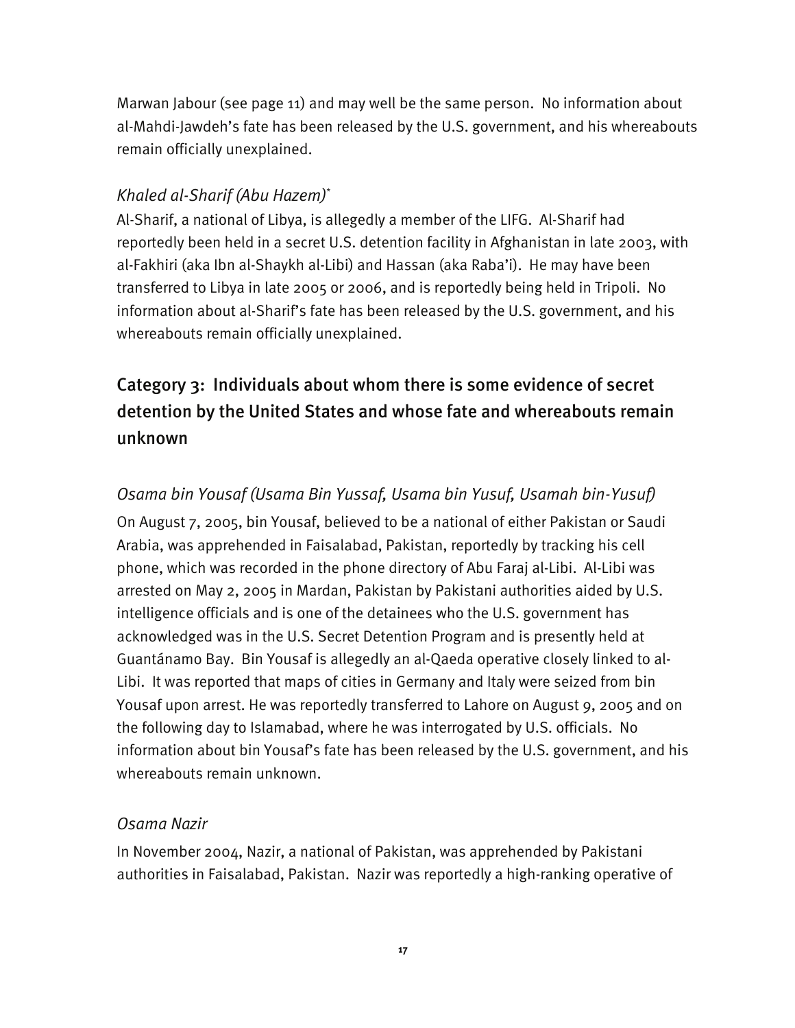Marwan Jabour (see page 11) and may well be the same person. No information about al-Mahdi-Jawdeh's fate has been released by the U.S. government, and his whereabouts remain officially unexplained.

### *Khaled al-Sharif (Abu Hazem)*[*]

Al-Sharif, a national of Libya, is allegedly a member of the LIFG. Al-Sharif had reportedly been held in a secret U.S. detention facility in Afghanistan in late 2003, with al-Fakhiri (aka Ibn al-Shaykh al-Libi) and Hassan (aka Raba'i). He may have been transferred to Libya in late 2005 or 2006, and is reportedly being held in Tripoli. No information about al-Sharif's fate has been released by the U.S. government, and his whereabouts remain officially unexplained.

## Category 3: Individuals about whom there is some evidence of secret detention by the United States and whose fate and whereabouts remain unknown

### *Osama bin Yousaf (Usama Bin Yussaf, Usama bin Yusuf, Usamah bin-Yusuf)*

On August 7, 2005, bin Yousaf, believed to be a national of either Pakistan or Saudi Arabia, was apprehended in Faisalabad, Pakistan, reportedly by tracking his cell phone, which was recorded in the phone directory of Abu Faraj al-Libi. Al-Libi was arrested on May 2, 2005 in Mardan, Pakistan by Pakistani authorities aided by U.S. intelligence officials and is one of the detainees who the U.S. government has acknowledged was in the U.S. Secret Detention Program and is presently held at Guantánamo Bay. Bin Yousaf is allegedly an al-Qaeda operative closely linked to al-Libi. It was reported that maps of cities in Germany and Italy were seized from bin Yousaf upon arrest. He was reportedly transferred to Lahore on August 9, 2005 and on the following day to Islamabad, where he was interrogated by U.S. officials. No information about bin Yousaf's fate has been released by the U.S. government, and his whereabouts remain unknown.

### *Osama Nazir*

In November 2004, Nazir, a national of Pakistan, was apprehended by Pakistani authorities in Faisalabad, Pakistan. Nazir was reportedly a high-ranking operative of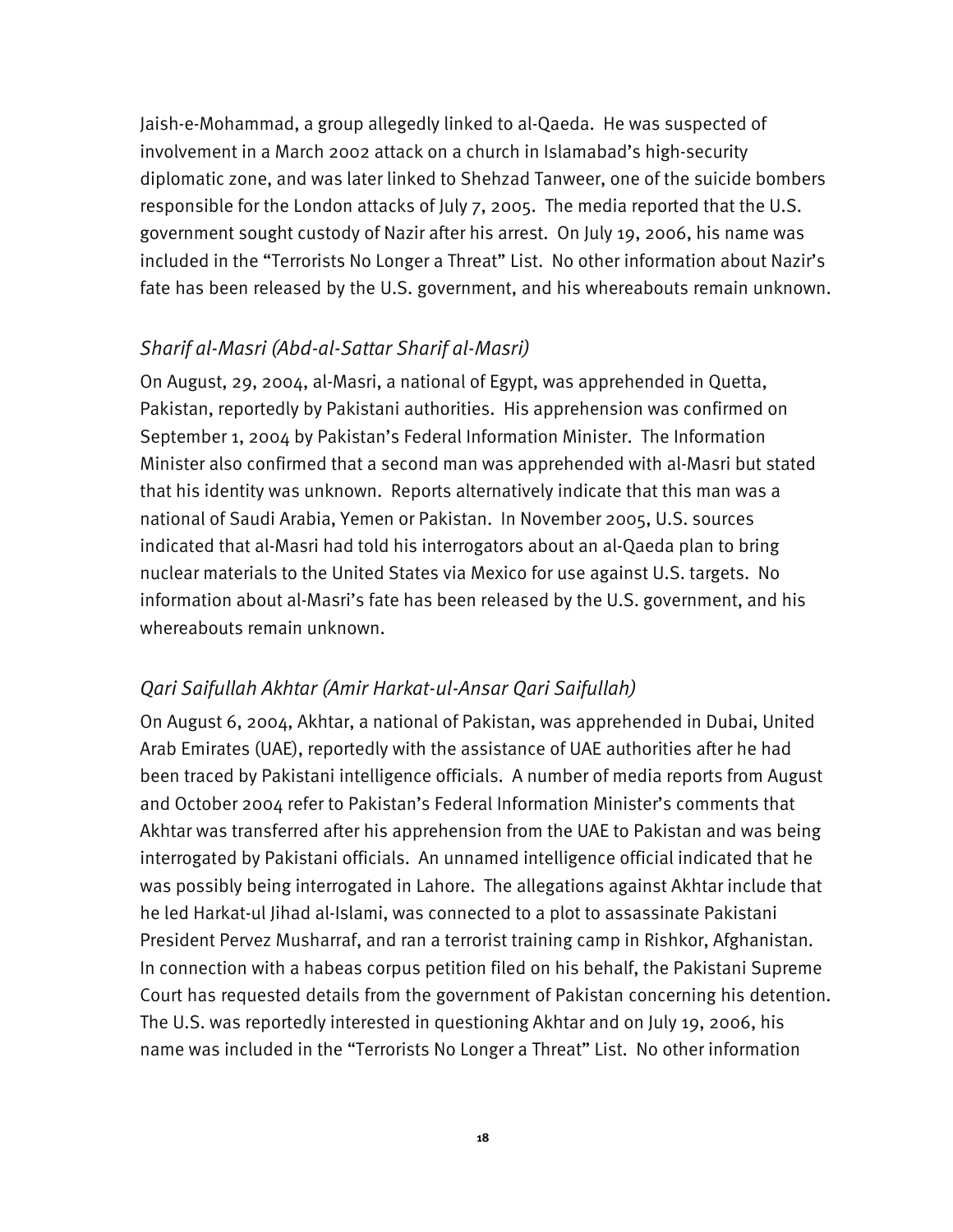Jaish-e-Mohammad, a group allegedly linked to al-Qaeda. He was suspected of involvement in a March 2002 attack on a church in Islamabad's high-security diplomatic zone, and was later linked to Shehzad Tanweer, one of the suicide bombers responsible for the London attacks of July 7, 2005. The media reported that the U.S. government sought custody of Nazir after his arrest. On July 19, 2006, his name was included in the "Terrorists No Longer a Threat" List. No other information about Nazir's fate has been released by the U.S. government, and his whereabouts remain unknown.

### *Sharif al-Masri (Abd-al-Sattar Sharif al-Masri)*

On August, 29, 2004, al-Masri, a national of Egypt, was apprehended in Quetta, Pakistan, reportedly by Pakistani authorities. His apprehension was confirmed on September 1, 2004 by Pakistan's Federal Information Minister. The Information Minister also confirmed that a second man was apprehended with al-Masri but stated that his identity was unknown. Reports alternatively indicate that this man was a national of Saudi Arabia, Yemen or Pakistan. In November 2005, U.S. sources indicated that al-Masri had told his interrogators about an al-Qaeda plan to bring nuclear materials to the United States via Mexico for use against U.S. targets. No information about al-Masri's fate has been released by the U.S. government, and his whereabouts remain unknown.

### *Qari Saifullah Akhtar (Amir Harkat-ul-Ansar Qari Saifullah)*

On August 6, 2004, Akhtar, a national of Pakistan, was apprehended in Dubai, United Arab Emirates (UAE), reportedly with the assistance of UAE authorities after he had been traced by Pakistani intelligence officials. A number of media reports from August and October 2004 refer to Pakistan's Federal Information Minister's comments that Akhtar was transferred after his apprehension from the UAE to Pakistan and was being interrogated by Pakistani officials. An unnamed intelligence official indicated that he was possibly being interrogated in Lahore. The allegations against Akhtar include that he led Harkat-ul Jihad al-Islami, was connected to a plot to assassinate Pakistani President Pervez Musharraf, and ran a terrorist training camp in Rishkor, Afghanistan. In connection with a habeas corpus petition filed on his behalf, the Pakistani Supreme Court has requested details from the government of Pakistan concerning his detention. The U.S. was reportedly interested in questioning Akhtar and on July 19, 2006, his name was included in the "Terrorists No Longer a Threat" List. No other information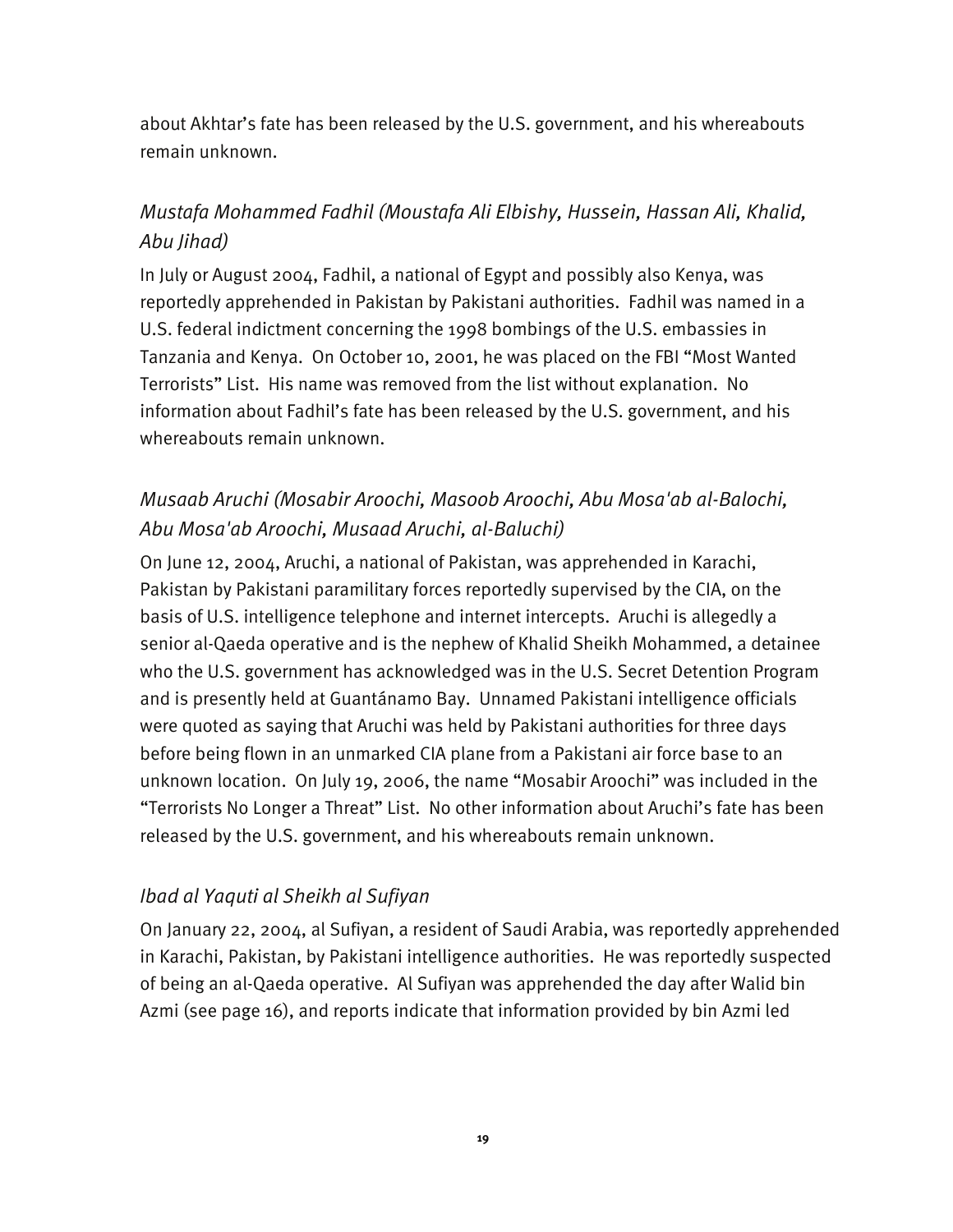about Akhtar's fate has been released by the U.S. government, and his whereabouts remain unknown.

### *Mustafa Mohammed Fadhil (Moustafa Ali Elbishy, Hussein, Hassan Ali, Khalid, Abu Jihad)*

In July or August 2004, Fadhil, a national of Egypt and possibly also Kenya, was reportedly apprehended in Pakistan by Pakistani authorities. Fadhil was named in a U.S. federal indictment concerning the 1998 bombings of the U.S. embassies in Tanzania and Kenya. On October 10, 2001, he was placed on the FBI "Most Wanted Terrorists" List. His name was removed from the list without explanation. No information about Fadhil's fate has been released by the U.S. government, and his whereabouts remain unknown.

### *Musaab Aruchi (Mosabir Aroochi, Masoob Aroochi, Abu Mosa'ab al-Balochi, Abu Mosa'ab Aroochi, Musaad Aruchi, al-Baluchi)*

On June 12, 2004, Aruchi, a national of Pakistan, was apprehended in Karachi, Pakistan by Pakistani paramilitary forces reportedly supervised by the CIA, on the basis of U.S. intelligence telephone and internet intercepts. Aruchi is allegedly a senior al-Qaeda operative and is the nephew of Khalid Sheikh Mohammed, a detainee who the U.S. government has acknowledged was in the U.S. Secret Detention Program and is presently held at Guantánamo Bay. Unnamed Pakistani intelligence officials were quoted as saying that Aruchi was held by Pakistani authorities for three days before being flown in an unmarked CIA plane from a Pakistani air force base to an unknown location. On July 19, 2006, the name "Mosabir Aroochi" was included in the "Terrorists No Longer a Threat" List. No other information about Aruchi's fate has been released by the U.S. government, and his whereabouts remain unknown.

### *Ibad al Yaquti al Sheikh al Sufiyan*

On January 22, 2004, al Sufiyan, a resident of Saudi Arabia, was reportedly apprehended in Karachi, Pakistan, by Pakistani intelligence authorities. He was reportedly suspected of being an al-Qaeda operative. Al Sufiyan was apprehended the day after Walid bin Azmi (see page 16), and reports indicate that information provided by bin Azmi led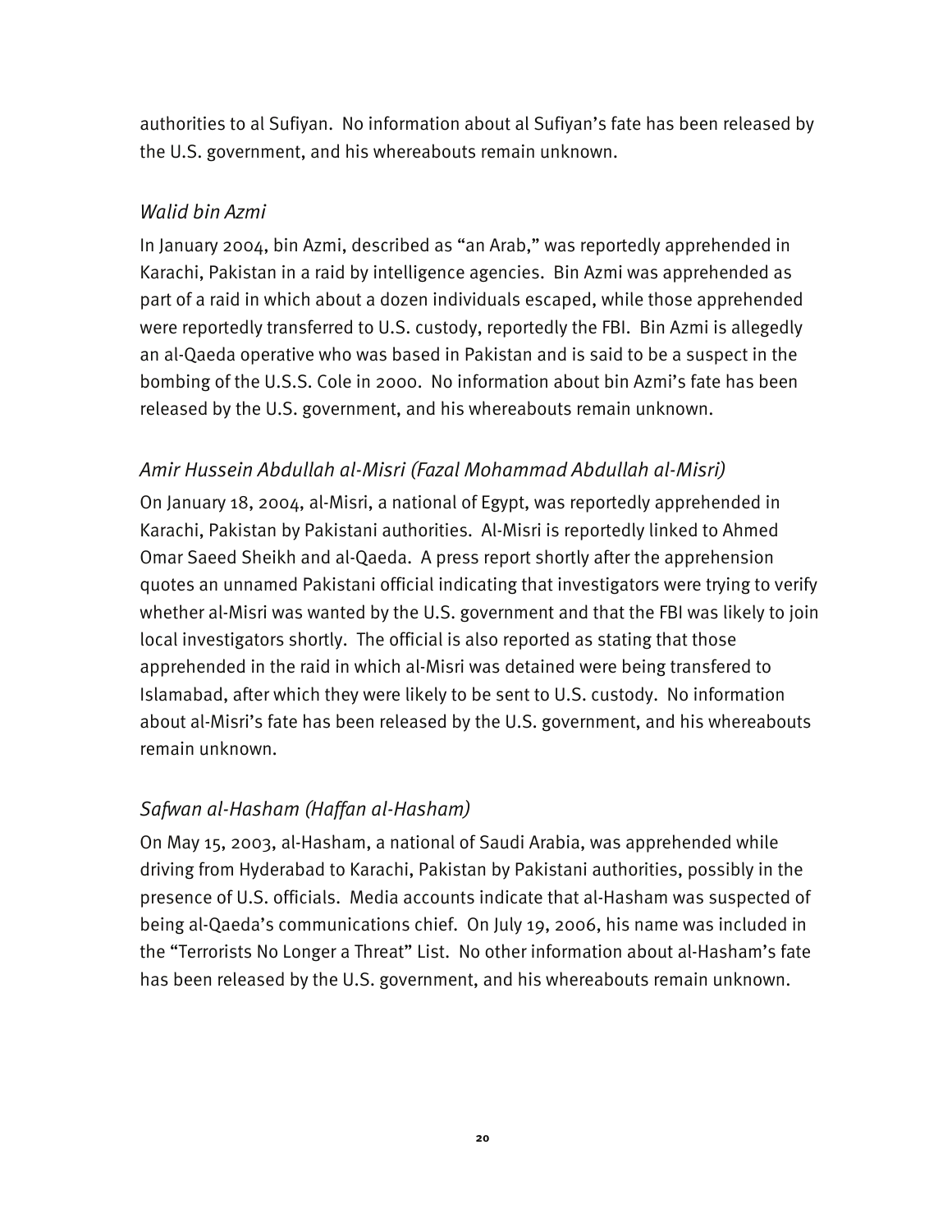authorities to al Sufiyan. No information about al Sufiyan's fate has been released by the U.S. government, and his whereabouts remain unknown.

### *Walid bin Azmi*

In January 2004, bin Azmi, described as "an Arab," was reportedly apprehended in Karachi, Pakistan in a raid by intelligence agencies. Bin Azmi was apprehended as part of a raid in which about a dozen individuals escaped, while those apprehended were reportedly transferred to U.S. custody, reportedly the FBI. Bin Azmi is allegedly an al-Qaeda operative who was based in Pakistan and is said to be a suspect in the bombing of the U.S.S. Cole in 2000. No information about bin Azmi's fate has been released by the U.S. government, and his whereabouts remain unknown.

### *Amir Hussein Abdullah al-Misri (Fazal Mohammad Abdullah al-Misri)*

On January 18, 2004, al-Misri, a national of Egypt, was reportedly apprehended in Karachi, Pakistan by Pakistani authorities. Al-Misri is reportedly linked to Ahmed Omar Saeed Sheikh and al-Qaeda. A press report shortly after the apprehension quotes an unnamed Pakistani official indicating that investigators were trying to verify whether al-Misri was wanted by the U.S. government and that the FBI was likely to join local investigators shortly. The official is also reported as stating that those apprehended in the raid in which al-Misri was detained were being transfered to Islamabad, after which they were likely to be sent to U.S. custody. No information about al-Misri's fate has been released by the U.S. government, and his whereabouts remain unknown.

### *Safwan al-Hasham (Haffan al-Hasham)*

On May 15, 2003, al-Hasham, a national of Saudi Arabia, was apprehended while driving from Hyderabad to Karachi, Pakistan by Pakistani authorities, possibly in the presence of U.S. officials. Media accounts indicate that al-Hasham was suspected of being al-Qaeda's communications chief. On July 19, 2006, his name was included in the "Terrorists No Longer a Threat" List. No other information about al-Hasham's fate has been released by the U.S. government, and his whereabouts remain unknown.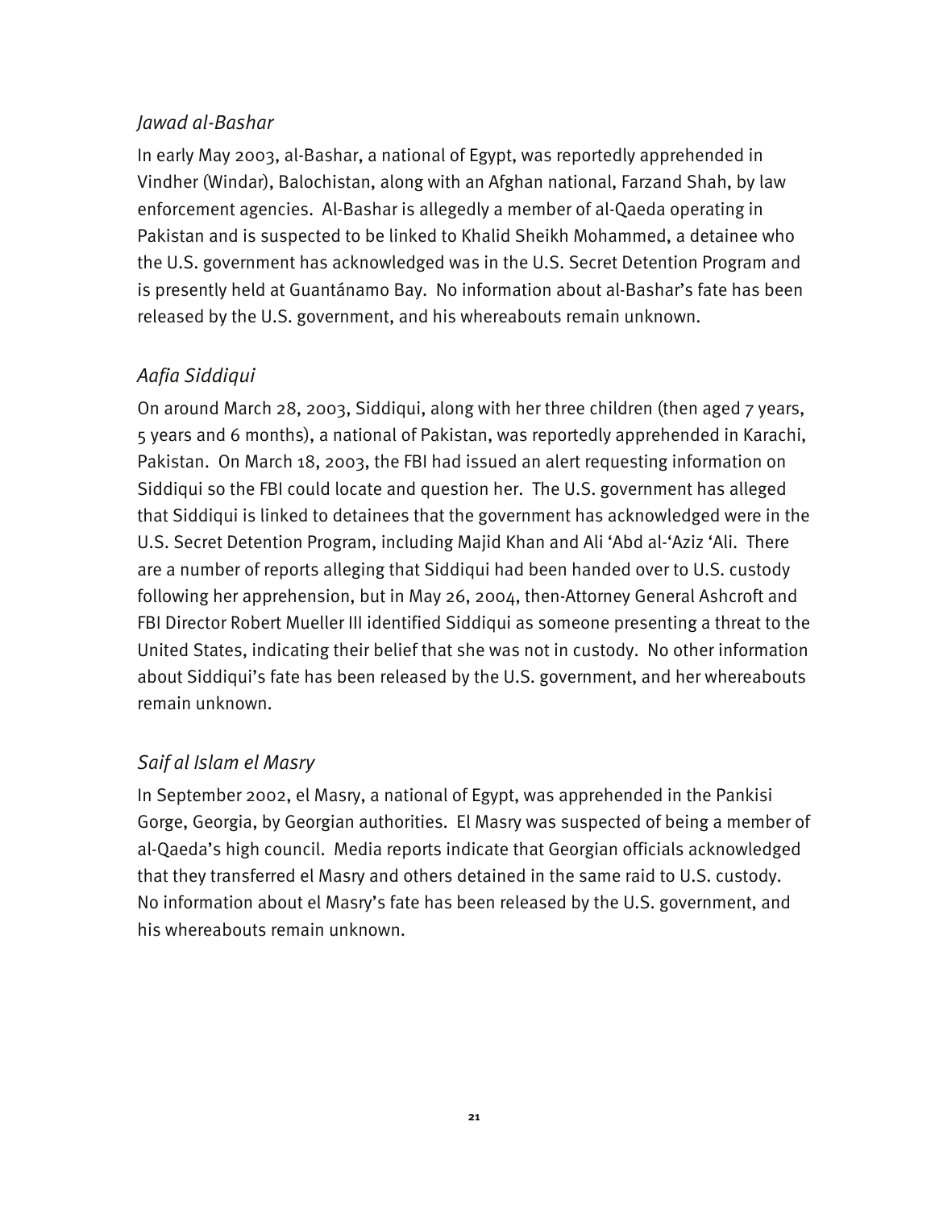*Jawad al-Bashar*

In early May 2003, al-Bashar, a national of Egypt, was reportedly apprehended in Vindher (Windar), Balochistan, along with an Afghan national, Farzand Shah, by law enforcement agencies. Al-Bashar is allegedly a member of al-Qaeda operating in Pakistan and is suspected to be linked to Khalid Sheikh Mohammed, a detainee who the U.S. government has acknowledged was in the U.S. Secret Detention Program and is presently held at Guantánamo Bay. No information about al-Bashar's fate has been released by the U.S. government, and his whereabouts remain unknown.

*Aafia Siddiqui*

On around March 28, 2003, Siddiqui, along with her three children (then aged 7 years, 5 years and 6 months), a national of Pakistan, was reportedly apprehended in Karachi, Pakistan. On March 18, 2003, the FBI had issued an alert requesting information on Siddiqui so the FBI could locate and question her. The U.S. government has alleged that Siddiqui is linked to detainees that the government has acknowledged were in the U.S. Secret Detention Program, including Majid Khan and Ali 'Abd al-'Aziz 'Ali. There are a number of reports alleging that Siddiqui had been handed over to U.S. custody following her apprehension, but in May 26, 2004, then-Attorney General Ashcroft and FBI Director Robert Mueller III identified Siddiqui as someone presenting a threat to the United States, indicating their belief that she was not in custody. No other information about Siddiqui's fate has been released by the U.S. government, and her whereabouts remain unknown.

*Saif al Islam el Masry*

In September 2002, el Masry, a national of Egypt, was apprehended in the Pankisi Gorge, Georgia, by Georgian authorities. El Masry was suspected of being a member of al-Qaeda's high council. Media reports indicate that Georgian officials acknowledged that they transferred el Masry and others detained in the same raid to U.S. custody. No information about el Masry's fate has been released by the U.S. government, and his whereabouts remain unknown.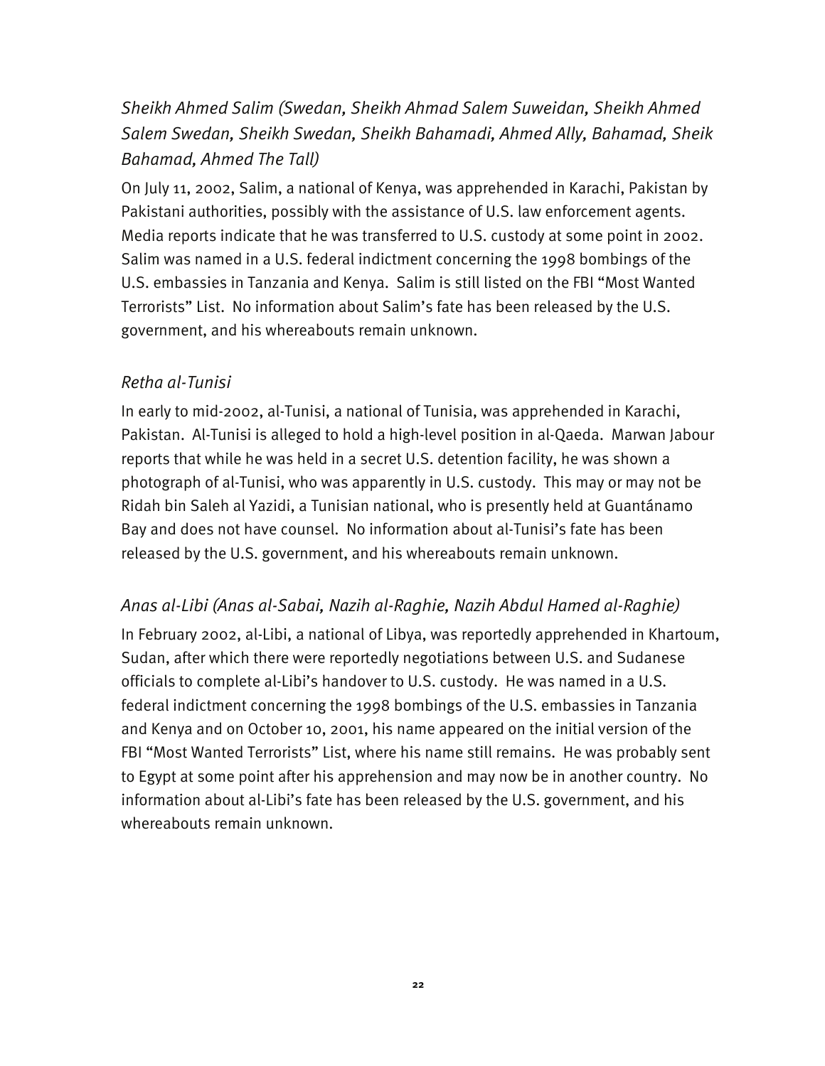### *Sheikh Ahmed Salim (Swedan, Sheikh Ahmad Salem Suweidan, Sheikh Ahmed Salem Swedan, Sheikh Swedan, Sheikh Bahamadi, Ahmed Ally, Bahamad, Sheik Bahamad, Ahmed The Tall)*

On July 11, 2002, Salim, a national of Kenya, was apprehended in Karachi, Pakistan by Pakistani authorities, possibly with the assistance of U.S. law enforcement agents. Media reports indicate that he was transferred to U.S. custody at some point in 2002. Salim was named in a U.S. federal indictment concerning the 1998 bombings of the U.S. embassies in Tanzania and Kenya. Salim is still listed on the FBI "Most Wanted Terrorists" List. No information about Salim's fate has been released by the U.S. government, and his whereabouts remain unknown.

### *Retha al-Tunisi*

In early to mid-2002, al-Tunisi, a national of Tunisia, was apprehended in Karachi, Pakistan. Al-Tunisi is alleged to hold a high-level position in al-Qaeda. Marwan Jabour reports that while he was held in a secret U.S. detention facility, he was shown a photograph of al-Tunisi, who was apparently in U.S. custody. This may or may not be Ridah bin Saleh al Yazidi, a Tunisian national, who is presently held at Guantánamo Bay and does not have counsel. No information about al-Tunisi's fate has been released by the U.S. government, and his whereabouts remain unknown.

### *Anas al-Libi (Anas al-Sabai, Nazih al-Raghie, Nazih Abdul Hamed al-Raghie)*

In February 2002, al-Libi, a national of Libya, was reportedly apprehended in Khartoum, Sudan, after which there were reportedly negotiations between U.S. and Sudanese officials to complete al-Libi's handover to U.S. custody. He was named in a U.S. federal indictment concerning the 1998 bombings of the U.S. embassies in Tanzania and Kenya and on October 10, 2001, his name appeared on the initial version of the FBI "Most Wanted Terrorists" List, where his name still remains. He was probably sent to Egypt at some point after his apprehension and may now be in another country. No information about al-Libi's fate has been released by the U.S. government, and his whereabouts remain unknown.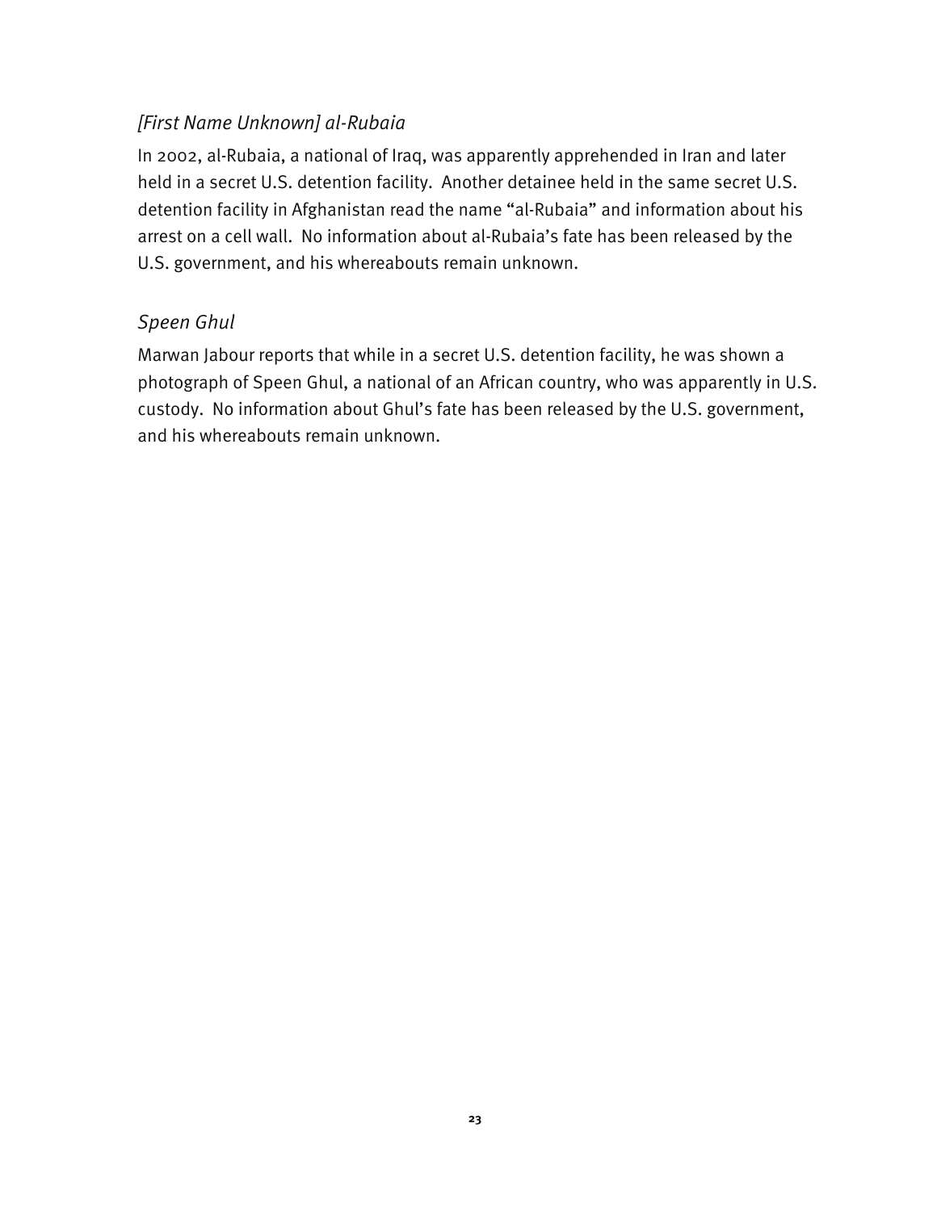### *[First Name Unknown] al-Rubaia*

In 2002, al-Rubaia, a national of Iraq, was apparently apprehended in Iran and later held in a secret U.S. detention facility. Another detainee held in the same secret U.S. detention facility in Afghanistan read the name "al-Rubaia" and information about his arrest on a cell wall. No information about al-Rubaia's fate has been released by the U.S. government, and his whereabouts remain unknown.

### *Speen Ghul*

Marwan Jabour reports that while in a secret U.S. detention facility, he was shown a photograph of Speen Ghul, a national of an African country, who was apparently in U.S. custody. No information about Ghul's fate has been released by the U.S. government, and his whereabouts remain unknown.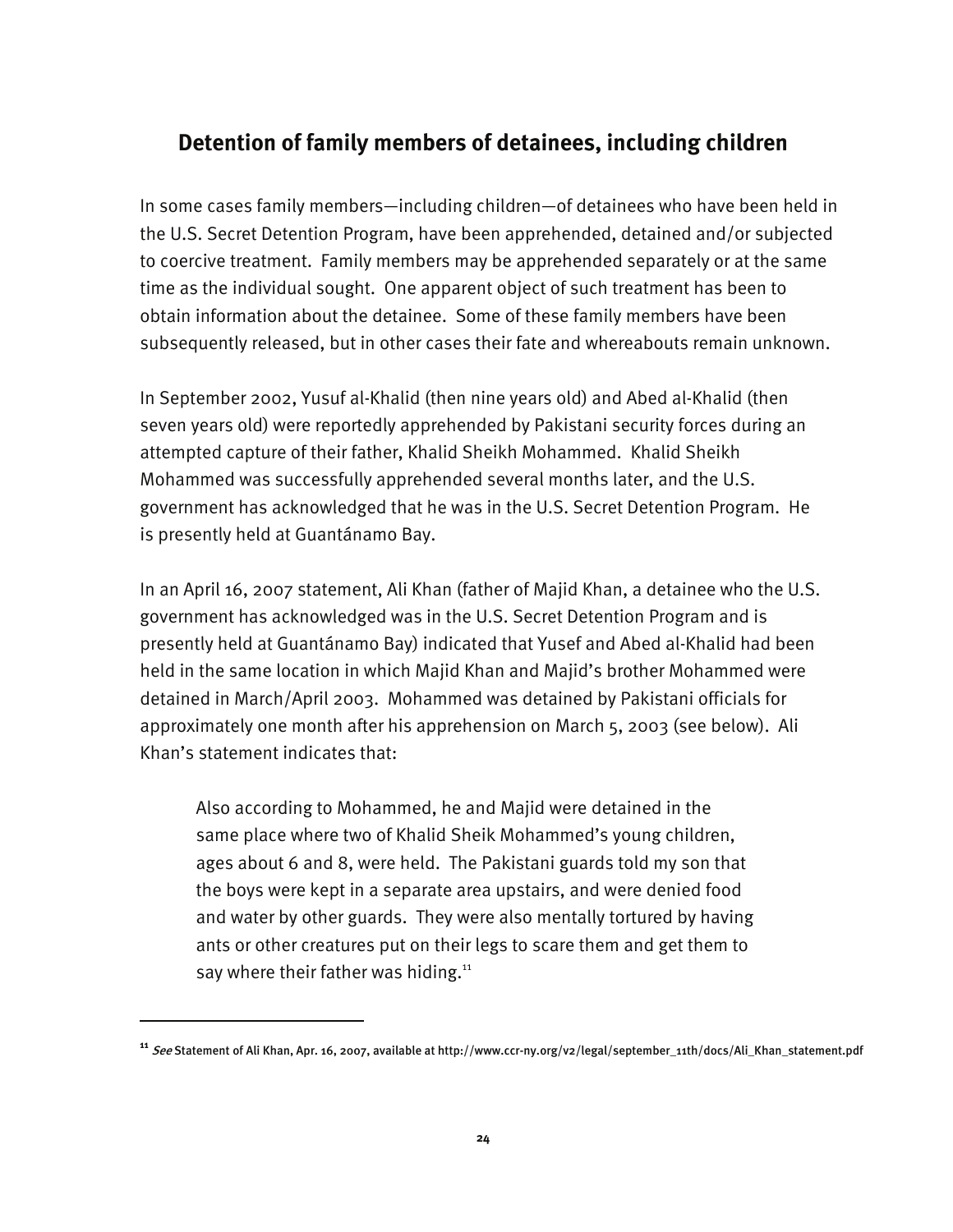## Detention of family members of detainees, including children

In some cases family members—including children—of detainees who have been held in the U.S. Secret Detention Program, have been apprehended, detained and/or subjected to coercive treatment. Family members may be apprehended separately or at the same time as the individual sought. One apparent object of such treatment has been to obtain information about the detainee. Some of these family members have been subsequently released, but in other cases their fate and whereabouts remain unknown.

In September 2002, Yusuf al-Khalid (then nine years old) and Abed al-Khalid (then seven years old) were reportedly apprehended by Pakistani security forces during an attempted capture of their father, Khalid Sheikh Mohammed. Khalid Sheikh Mohammed was successfully apprehended several months later, and the U.S. government has acknowledged that he was in the U.S. Secret Detention Program. He is presently held at Guantánamo Bay.

In an April 16, 2007 statement, Ali Khan (father of Majid Khan, a detainee who the U.S. government has acknowledged was in the U.S. Secret Detention Program and is presently held at Guantánamo Bay) indicated that Yusef and Abed al-Khalid had been held in the same location in which Majid Khan and Majid's brother Mohammed were detained in March/April 2003. Mohammed was detained by Pakistani officials for approximately one month after his apprehension on March 5, 2003 (see below). Ali Khan's statement indicates that:

> Also according to Mohammed, he and Majid were detained in the same place where two of Khalid Sheik Mohammed's young children, ages about 6 and 8, were held. The Pakistani guards told my son that the boys were kept in a separate area upstairs, and were denied food and water by other guards. They were also mentally tortured by having ants or other creatures put on their legs to scare them and get them to say where their father was hiding.[11]

---

[11] *See* Statement of Ali Khan, Apr. 16, 2007, available at http://www.ccr-ny.org/v2/legal/september_11th/docs/Ali_Khan_statement.pdf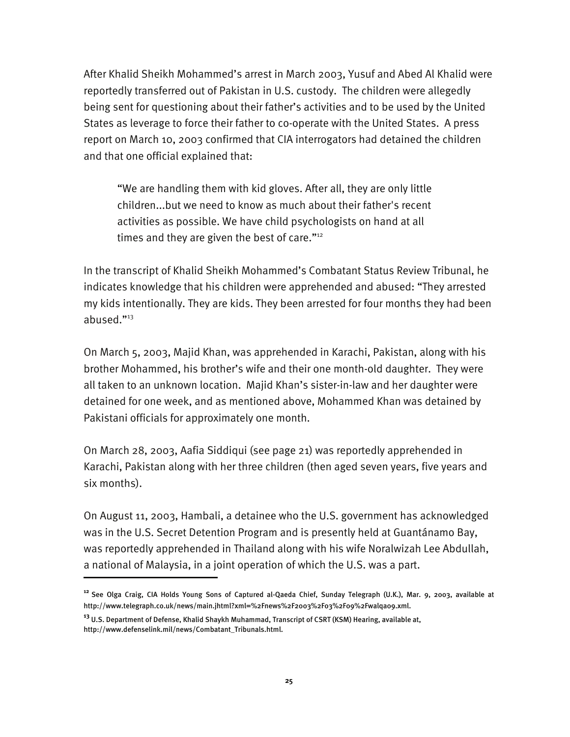After Khalid Sheikh Mohammed's arrest in March 2003, Yusuf and Abed Al Khalid were reportedly transferred out of Pakistan in U.S. custody. The children were allegedly being sent for questioning about their father's activities and to be used by the United States as leverage to force their father to co-operate with the United States. A press report on March 10, 2003 confirmed that CIA interrogators had detained the children and that one official explained that:

> "We are handling them with kid gloves. After all, they are only little children...but we need to know as much about their father's recent activities as possible. We have child psychologists on hand at all times and they are given the best of care."[12]

In the transcript of Khalid Sheikh Mohammed's Combatant Status Review Tribunal, he indicates knowledge that his children were apprehended and abused: "They arrested my kids intentionally. They are kids. They been arrested for four months they had been abused."[13]

On March 5, 2003, Majid Khan, was apprehended in Karachi, Pakistan, along with his brother Mohammed, his brother's wife and their one month-old daughter. They were all taken to an unknown location. Majid Khan's sister-in-law and her daughter were detained for one week, and as mentioned above, Mohammed Khan was detained by Pakistani officials for approximately one month.

On March 28, 2003, Aafia Siddiqui (see page 21) was reportedly apprehended in Karachi, Pakistan along with her three children (then aged seven years, five years and six months).

On August 11, 2003, Hambali, a detainee who the U.S. government has acknowledged was in the U.S. Secret Detention Program and is presently held at Guantánamo Bay, was reportedly apprehended in Thailand along with his wife Noralwizah Lee Abdullah, a national of Malaysia, in a joint operation of which the U.S. was a part.

---

[12] See Olga Craig, CIA Holds Young Sons of Captured al-Qaeda Chief, Sunday Telegraph (U.K.), Mar. 9, 2003, available at http://www.telegraph.co.uk/news/main.jhtml?xml=%2Fnews%2F2003%2F03%2F09%2Fwalqa09.xml.

[13] U.S. Department of Defense, Khalid Shaykh Muhammad, Transcript of CSRT (KSM) Hearing, available at, http://www.defenselink.mil/news/Combatant_Tribunals.html.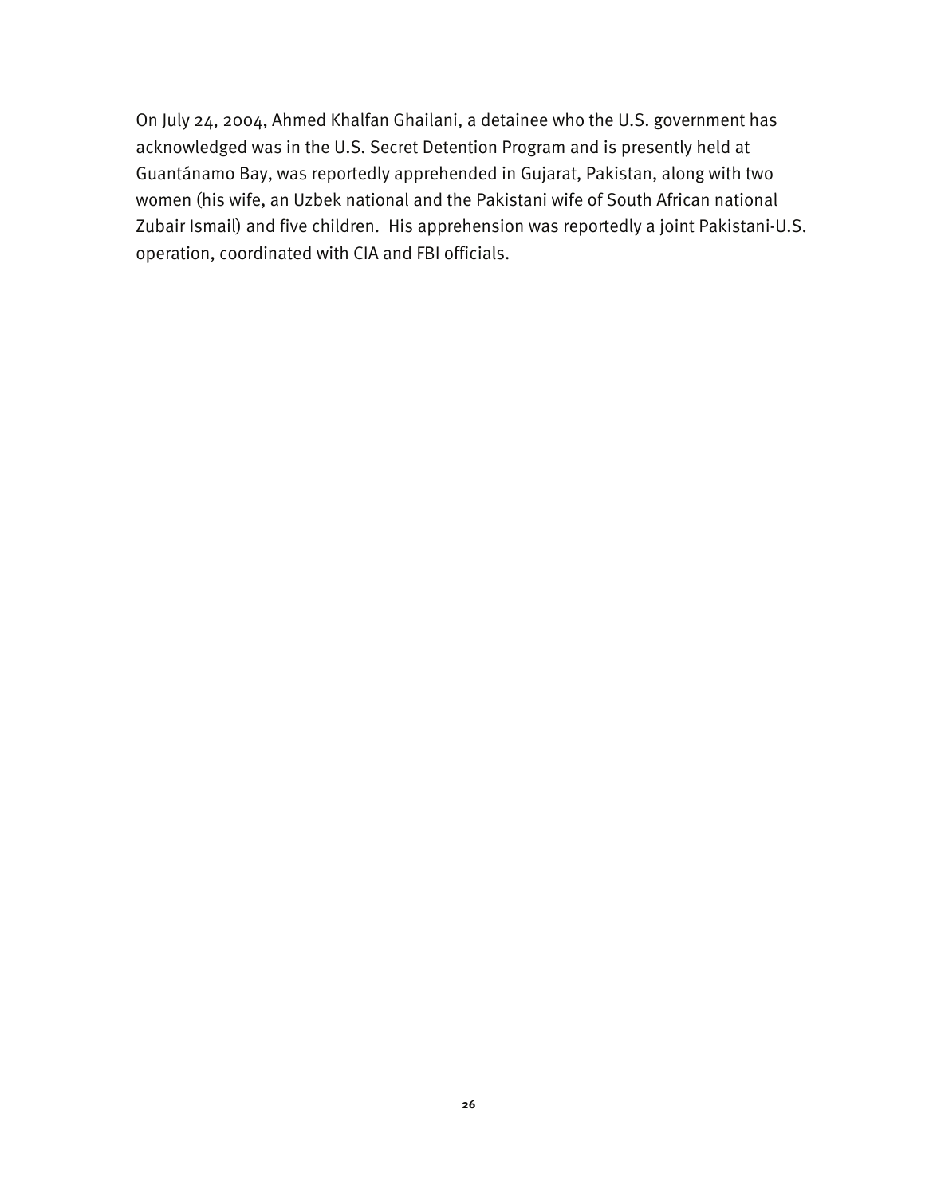On July 24, 2004, Ahmed Khalfan Ghailani, a detainee who the U.S. government has acknowledged was in the U.S. Secret Detention Program and is presently held at Guantánamo Bay, was reportedly apprehended in Gujarat, Pakistan, along with two women (his wife, an Uzbek national and the Pakistani wife of South African national Zubair Ismail) and five children. His apprehension was reportedly a joint Pakistani-U.S. operation, coordinated with CIA and FBI officials.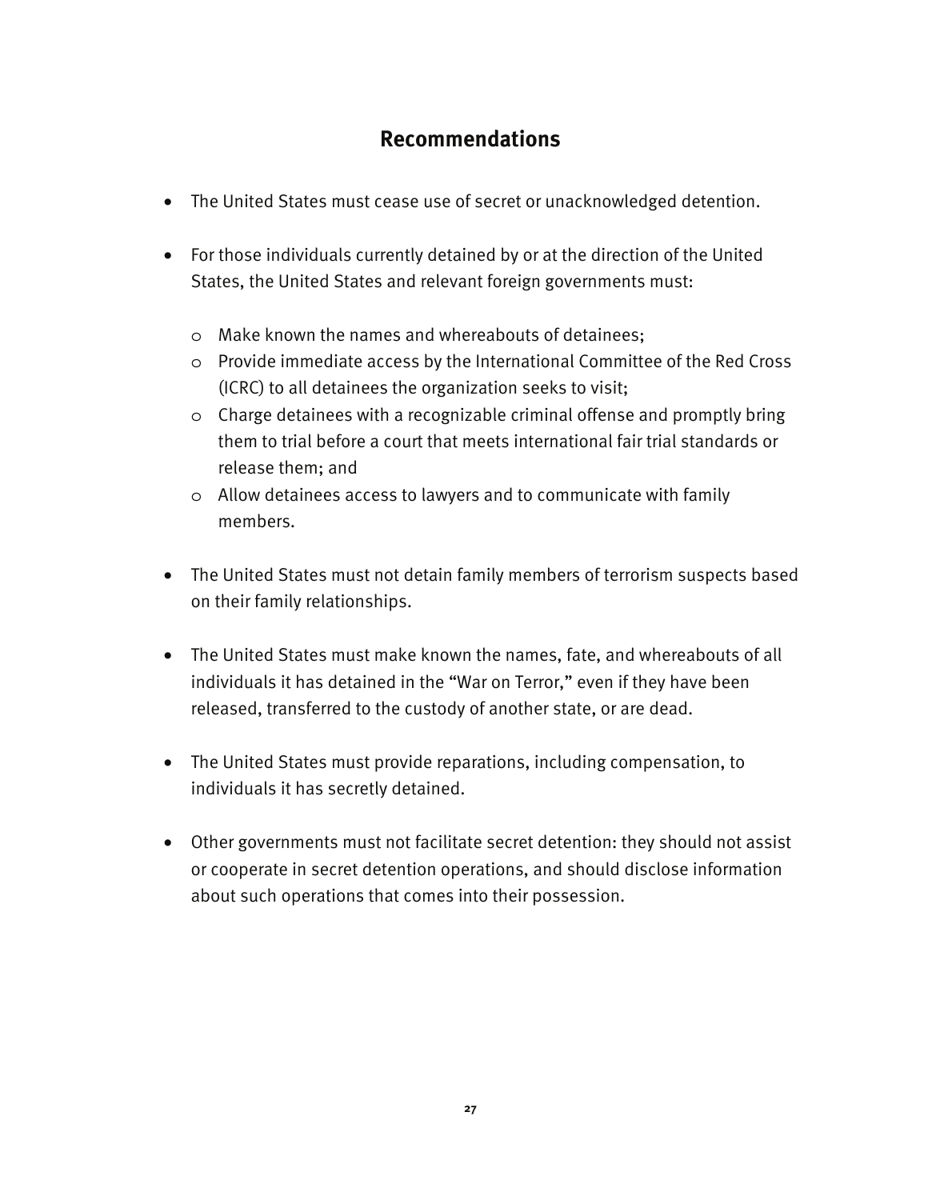## Recommendations

- The United States must cease use of secret or unacknowledged detention.
- For those individuals currently detained by or at the direction of the United States, the United States and relevant foreign governments must:
  - Make known the names and whereabouts of detainees;
  - Provide immediate access by the International Committee of the Red Cross (ICRC) to all detainees the organization seeks to visit;
  - Charge detainees with a recognizable criminal offense and promptly bring them to trial before a court that meets international fair trial standards or release them; and
  - Allow detainees access to lawyers and to communicate with family members.
- The United States must not detain family members of terrorism suspects based on their family relationships.
- The United States must make known the names, fate, and whereabouts of all individuals it has detained in the "War on Terror," even if they have been released, transferred to the custody of another state, or are dead.
- The United States must provide reparations, including compensation, to individuals it has secretly detained.
- Other governments must not facilitate secret detention: they should not assist or cooperate in secret detention operations, and should disclose information about such operations that comes into their possession.